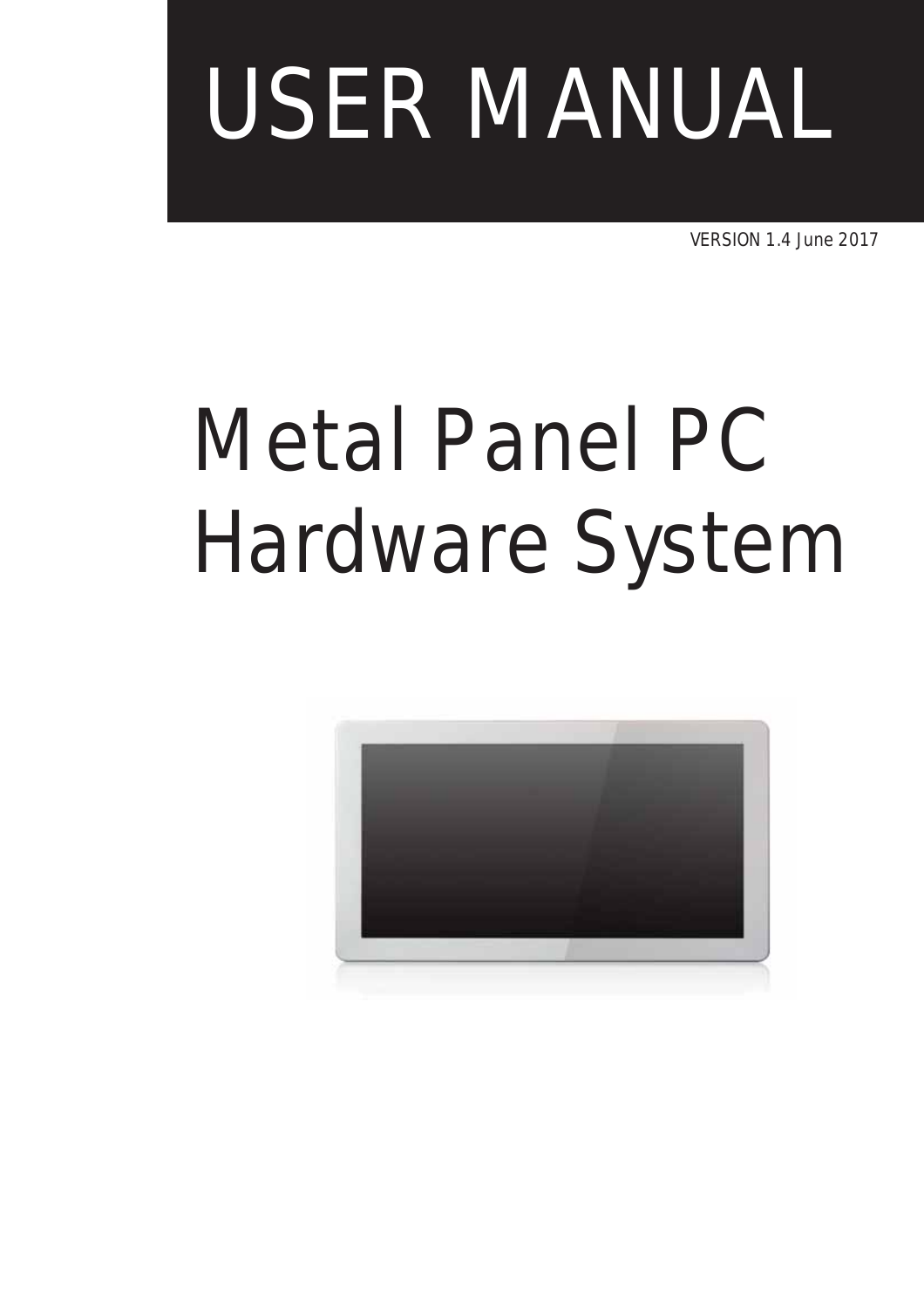# USER MANUAL

VERSION 1.4 June 2017

# Metal Panel PC Hardware System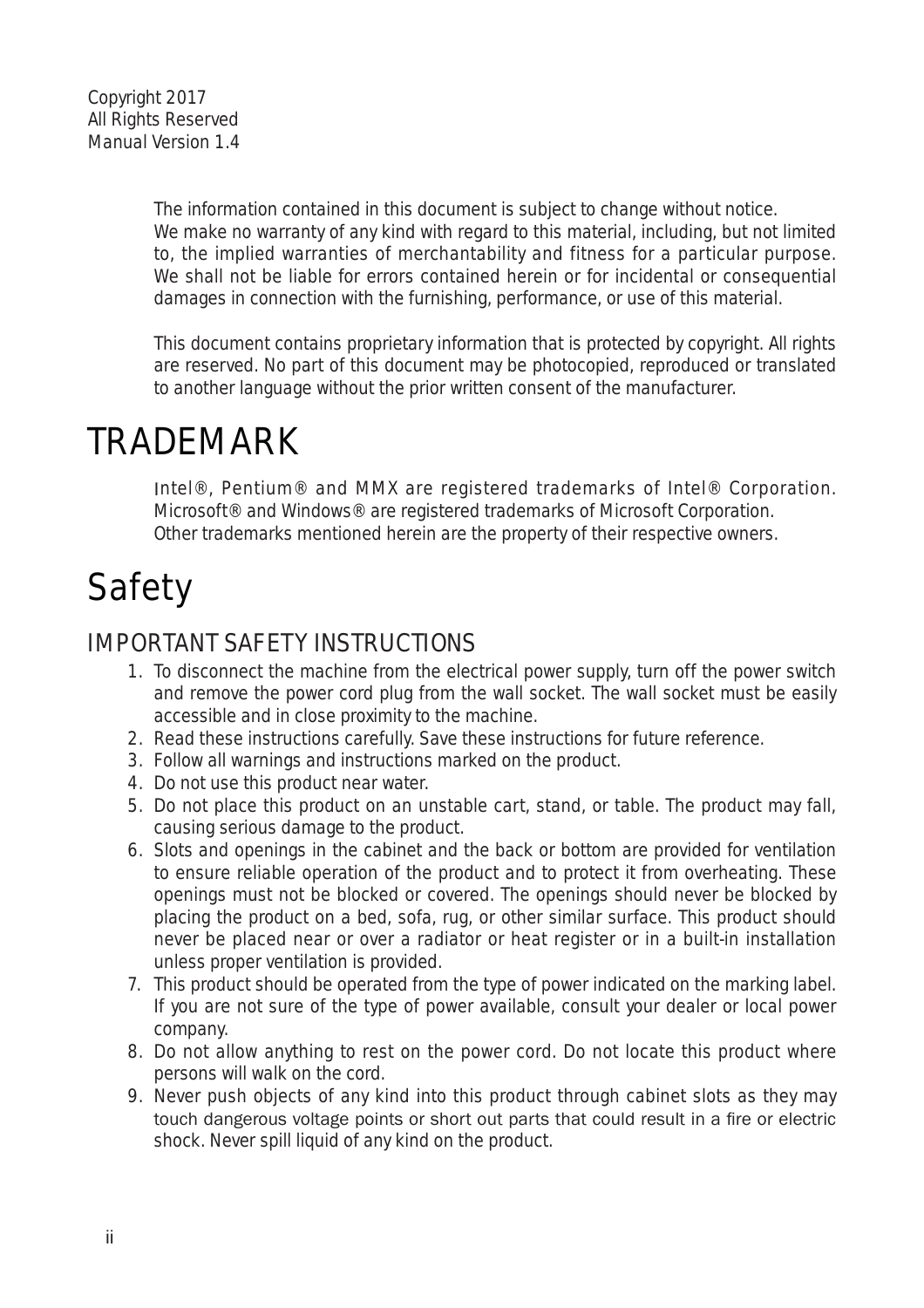Copyright 2017
All Rights Reserved
Manual Version 1.4

The information contained in this document is subject to change without notice.
We make no warranty of any kind with regard to this material, including, but not limited to, the implied warranties of merchantability and fitness for a particular purpose. We shall not be liable for errors contained herein or for incidental or consequential damages in connection with the furnishing, performance, or use of this material.

This document contains proprietary information that is protected by copyright. All rights are reserved. No part of this document may be photocopied, reproduced or translated to another language without the prior written consent of the manufacturer.

# TRADEMARK

Intel®, Pentium® and MMX are registered trademarks of Intel® Corporation.
Microsoft® and Windows® are registered trademarks of Microsoft Corporation.
Other trademarks mentioned herein are the property of their respective owners.

# Safety

## IMPORTANT SAFETY INSTRUCTIONS

1. To disconnect the machine from the electrical power supply, turn off the power switch and remove the power cord plug from the wall socket. The wall socket must be easily accessible and in close proximity to the machine.
2. Read these instructions carefully. Save these instructions for future reference.
3. Follow all warnings and instructions marked on the product.
4. Do not use this product near water.
5. Do not place this product on an unstable cart, stand, or table. The product may fall, causing serious damage to the product.
6. Slots and openings in the cabinet and the back or bottom are provided for ventilation to ensure reliable operation of the product and to protect it from overheating. These openings must not be blocked or covered. The openings should never be blocked by placing the product on a bed, sofa, rug, or other similar surface. This product should never be placed near or over a radiator or heat register or in a built-in installation unless proper ventilation is provided.
7. This product should be operated from the type of power indicated on the marking label. If you are not sure of the type of power available, consult your dealer or local power company.
8. Do not allow anything to rest on the power cord. Do not locate this product where persons will walk on the cord.
9. Never push objects of any kind into this product through cabinet slots as they may touch dangerous voltage points or short out parts that could result in a fire or electric shock. Never spill liquid of any kind on the product.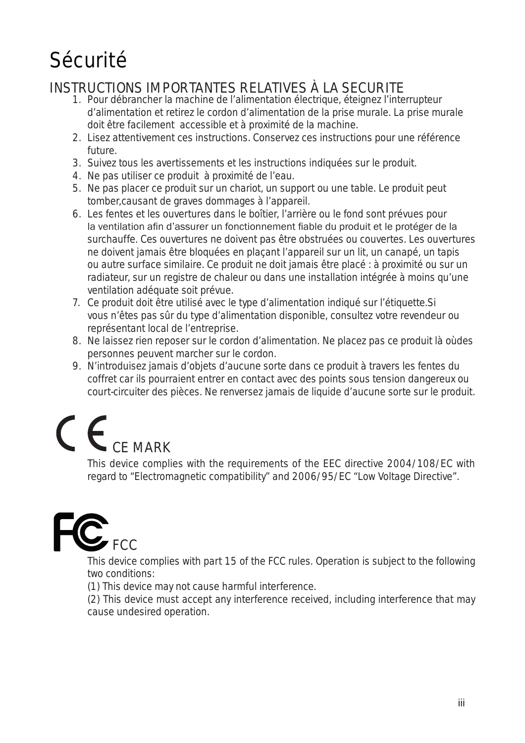# Sécurité

## INSTRUCTIONS IMPORTANTES RELATIVES À LA SECURITE

1. Pour débrancher la machine de l'alimentation électrique, éteignez l'interrupteur d'alimentation et retirez le cordon d'alimentation de la prise murale. La prise murale doit être facilement accessible et à proximité de la machine.
2. Lisez attentivement ces instructions. Conservez ces instructions pour une référence future.
3. Suivez tous les avertissements et les instructions indiquées sur le produit.
4. Ne pas utiliser ce produit à proximité de l'eau.
5. Ne pas placer ce produit sur un chariot, un support ou une table. Le produit peut tomber,causant de graves dommages à l'appareil.
6. Les fentes et les ouvertures dans le boîtier, l'arrière ou le fond sont prévues pour la ventilation afin d'assurer un fonctionnement fiable du produit et le protéger de la surchauffe. Ces ouvertures ne doivent pas être obstruées ou couvertes. Les ouvertures ne doivent jamais être bloquées en plaçant l'appareil sur un lit, un canapé, un tapis ou autre surface similaire. Ce produit ne doit jamais être placé : à proximité ou sur un radiateur, sur un registre de chaleur ou dans une installation intégrée à moins qu'une ventilation adéquate soit prévue.
7. Ce produit doit être utilisé avec le type d'alimentation indiqué sur l'étiquette.Si vous n'êtes pas sûr du type d'alimentation disponible, consultez votre revendeur ou représentant local de l'entreprise.
8. Ne laissez rien reposer sur le cordon d'alimentation. Ne placez pas ce produit là oùdes personnes peuvent marcher sur le cordon.
9. N'introduisez jamais d'objets d'aucune sorte dans ce produit à travers les fentes du coffret car ils pourraient entrer en contact avec des points sous tension dangereux ou court-circuiter des pièces. Ne renversez jamais de liquide d'aucune sorte sur le produit.

## CE MARK

This device complies with the requirements of the EEC directive 2004/108/EC with regard to "Electromagnetic compatibility" and 2006/95/EC "Low Voltage Directive".

## FCC

This device complies with part 15 of the FCC rules. Operation is subject to the following two conditions:

(1) This device may not cause harmful interference.

(2) This device must accept any interference received, including interference that may cause undesired operation.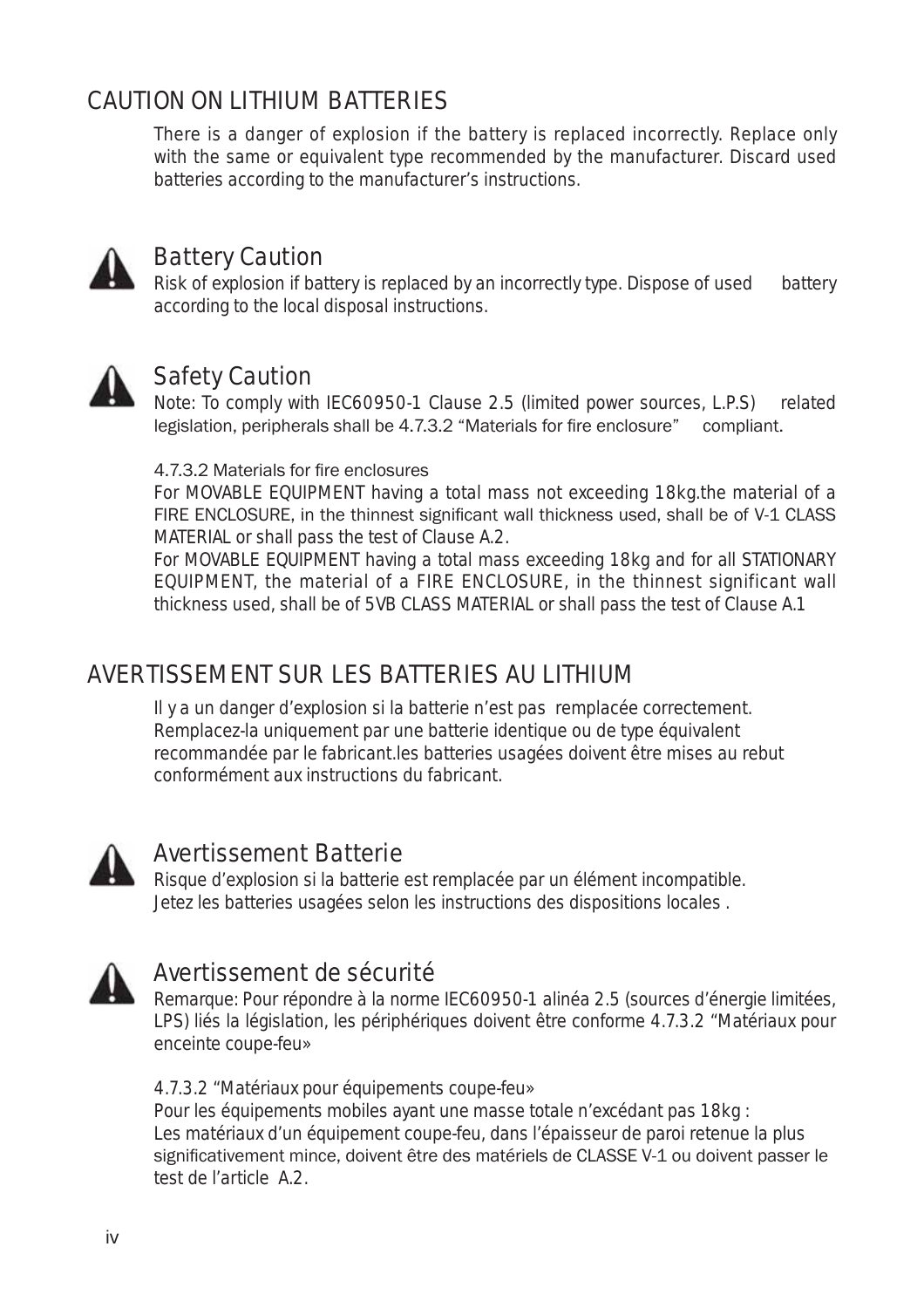## CAUTION ON LITHIUM BATTERIES

There is a danger of explosion if the battery is replaced incorrectly. Replace only with the same or equivalent type recommended by the manufacturer. Discard used batteries according to the manufacturer's instructions.

### Battery Caution

Risk of explosion if battery is replaced by an incorrectly type. Dispose of used battery according to the local disposal instructions.

### Safety Caution

Note: To comply with IEC60950-1 Clause 2.5 (limited power sources, L.P.S) related legislation, peripherals shall be 4.7.3.2 "Materials for fire enclosure" compliant.

4.7.3.2 Materials for fire enclosures

For MOVABLE EQUIPMENT having a total mass not exceeding 18kg.the material of a FIRE ENCLOSURE, in the thinnest significant wall thickness used, shall be of V-1 CLASS MATERIAL or shall pass the test of Clause A.2.

For MOVABLE EQUIPMENT having a total mass exceeding 18kg and for all STATIONARY EQUIPMENT, the material of a FIRE ENCLOSURE, in the thinnest significant wall thickness used, shall be of 5VB CLASS MATERIAL or shall pass the test of Clause A.1

## AVERTISSEMENT SUR LES BATTERIES AU LITHIUM

Il y a un danger d'explosion si la batterie n'est pas remplacée correctement. Remplacez-la uniquement par une batterie identique ou de type équivalent recommandée par le fabricant.les batteries usagées doivent être mises au rebut conformément aux instructions du fabricant.

### Avertissement Batterie

Risque d'explosion si la batterie est remplacée par un élément incompatible. Jetez les batteries usagées selon les instructions des dispositions locales .

### Avertissement de sécurité

Remarque: Pour répondre à la norme IEC60950-1 alinéa 2.5 (sources d'énergie limitées, LPS) liés la législation, les périphériques doivent être conforme 4.7.3.2 "Matériaux pour enceinte coupe-feu»

4.7.3.2 "Matériaux pour équipements coupe-feu»

Pour les équipements mobiles ayant une masse totale n'excédant pas 18kg :
Les matériaux d'un équipement coupe-feu, dans l'épaisseur de paroi retenue la plus significativement mince, doivent être des matériels de CLASSE V-1 ou doivent passer le test de l'article A.2.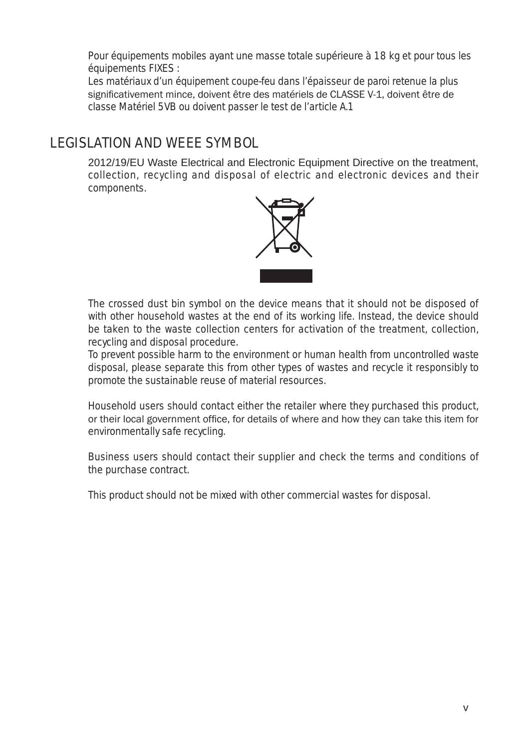Pour équipements mobiles ayant une masse totale supérieure à 18 kg et pour tous les équipements FIXES :
Les matériaux d'un équipement coupe-feu dans l'épaisseur de paroi retenue la plus significativement mince, doivent être des matériels de CLASSE V-1, doivent être de classe Matériel 5VB ou doivent passer le test de l'article A.1

# LEGISLATION AND WEEE SYMBOL

2012/19/EU Waste Electrical and Electronic Equipment Directive on the treatment, collection, recycling and disposal of electric and electronic devices and their components.

The crossed dust bin symbol on the device means that it should not be disposed of with other household wastes at the end of its working life. Instead, the device should be taken to the waste collection centers for activation of the treatment, collection, recycling and disposal procedure.
To prevent possible harm to the environment or human health from uncontrolled waste disposal, please separate this from other types of wastes and recycle it responsibly to promote the sustainable reuse of material resources.

Household users should contact either the retailer where they purchased this product, or their local government office, for details of where and how they can take this item for environmentally safe recycling.

Business users should contact their supplier and check the terms and conditions of the purchase contract.

This product should not be mixed with other commercial wastes for disposal.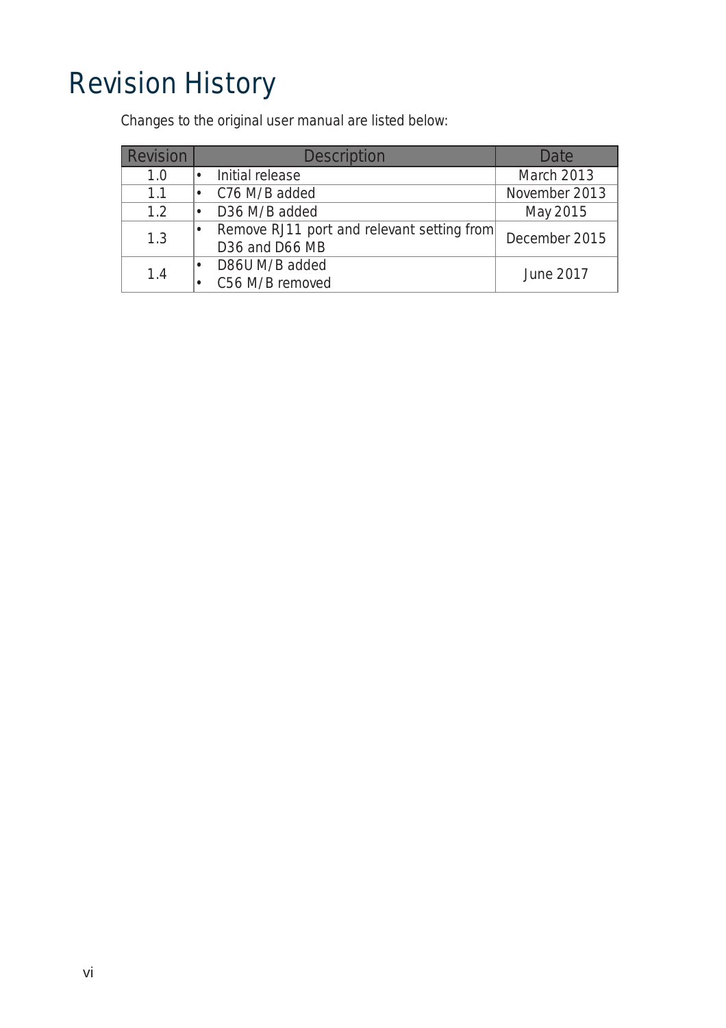# Revision History

Changes to the original user manual are listed below:

| Revision | Description | Date |
|---|---|---|
| 1.0 | • Initial release | March 2013 |
| 1.1 | • C76 M/B added | November 2013 |
| 1.2 | • D36 M/B added | May 2015 |
| 1.3 | • Remove RJ11 port and relevant setting from D36 and D66 MB | December 2015 |
| 1.4 | • D86U M/B added<br>• C56 M/B removed | June 2017 |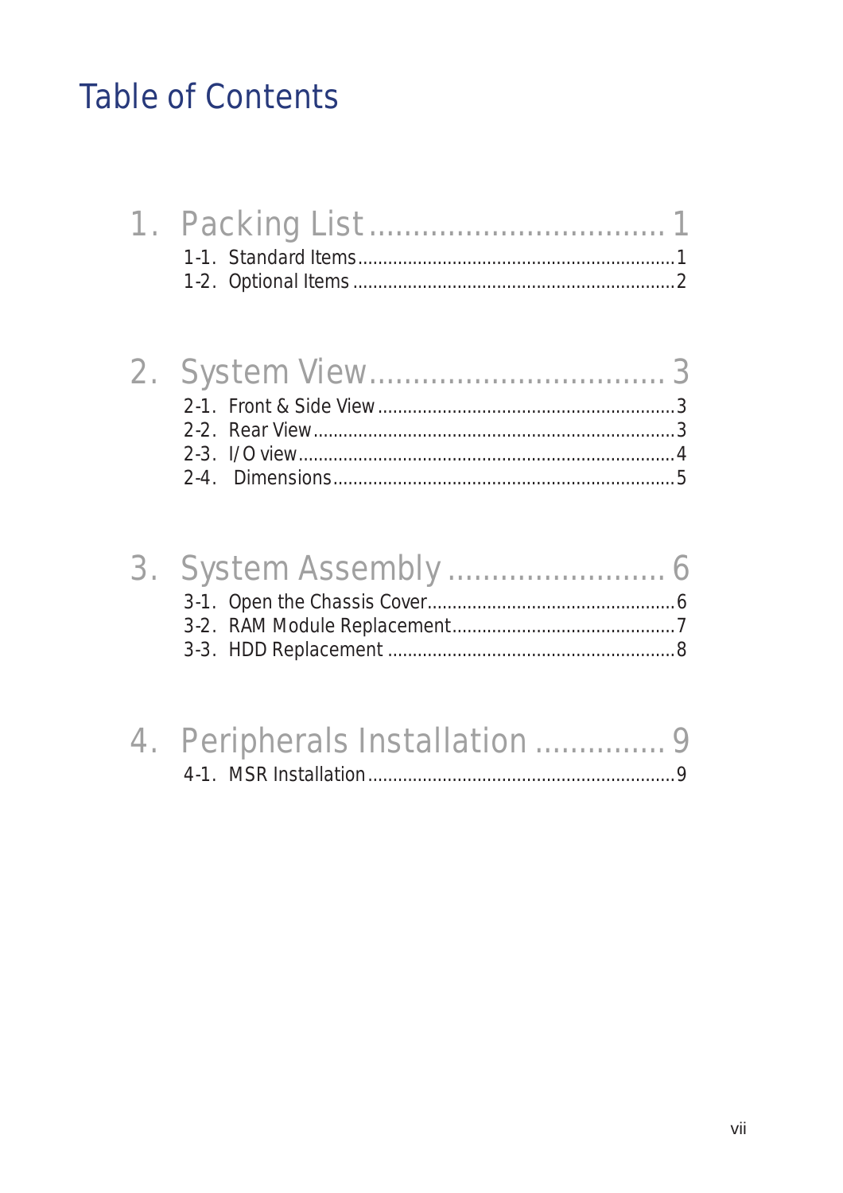# Table of Contents

## 1. Packing List ................................ 1

1-1. Standard Items ................................ 1
1-2. Optional Items ................................ 2

## 2. System View ................................ 3

2-1. Front & Side View ................................ 3
2-2. Rear View ................................ 3
2-3. I/O view ................................ 4
2-4. Dimensions ................................ 5

## 3. System Assembly ........................ 6

3-1. Open the Chassis Cover ................................ 6
3-2. RAM Module Replacement ................................ 7
3-3. HDD Replacement ................................ 8

## 4. Peripherals Installation ............... 9

4-1. MSR Installation ................................ 9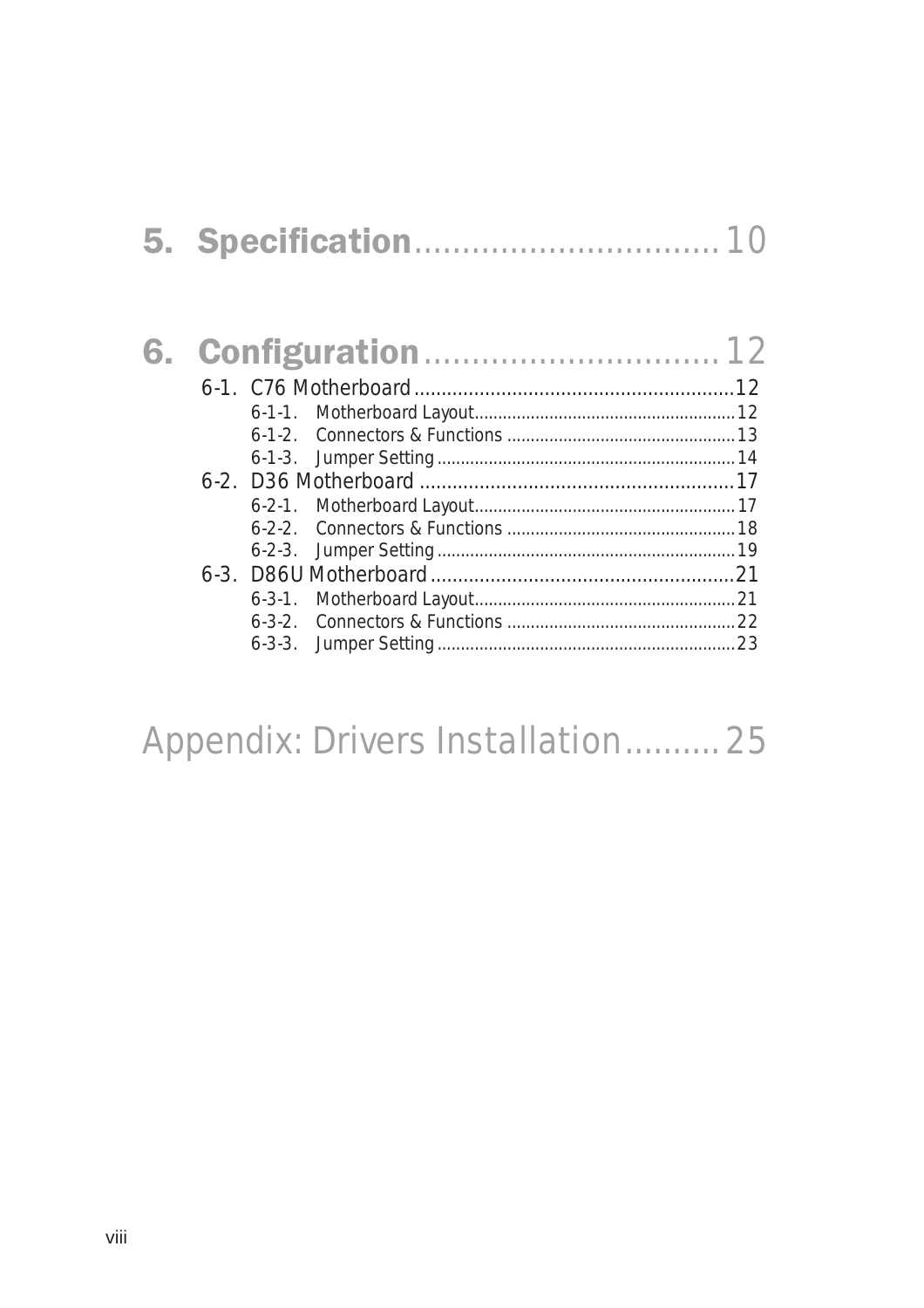# 5. Specification................................10

# 6. Configuration...............................12

- 6-1. C76 Motherboard..........................................................12
  - 6-1-1. Motherboard Layout.......................................................12
  - 6-1-2. Connectors & Functions ................................................13
  - 6-1-3. Jumper Setting...............................................................14
- 6-2. D36 Motherboard .........................................................17
  - 6-2-1. Motherboard Layout.......................................................17
  - 6-2-2. Connectors & Functions ................................................18
  - 6-2-3. Jumper Setting...............................................................19
- 6-3. D86U Motherboard.......................................................21
  - 6-3-1. Motherboard Layout.......................................................21
  - 6-3-2. Connectors & Functions ................................................22
  - 6-3-3. Jumper Setting...............................................................23

# Appendix: Drivers Installation.........25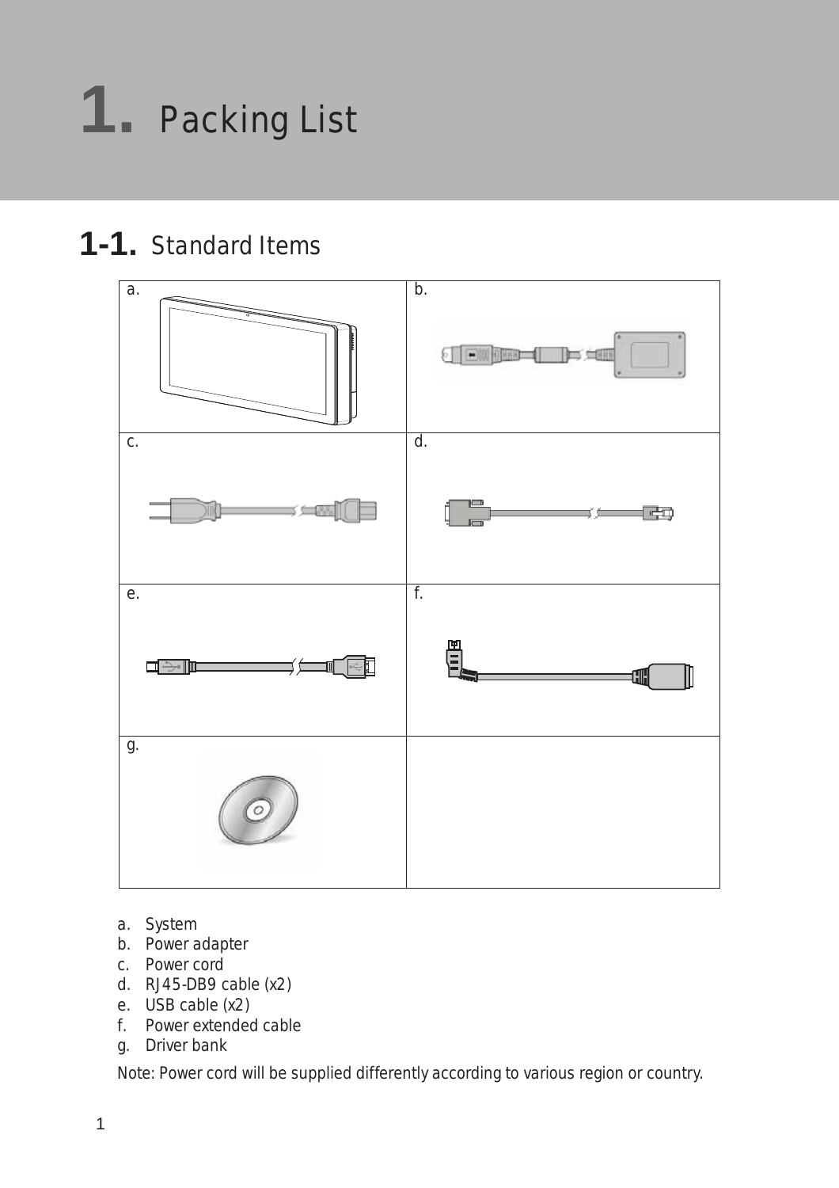# 1. Packing List

## 1-1. Standard Items

| a. | b. |
| --- | --- |
| c. | d. |
| e. | f. |
| g. | |

a. System
b. Power adapter
c. Power cord
d. RJ45-DB9 cable (x2)
e. USB cable (x2)
f. Power extended cable
g. Driver bank

Note: Power cord will be supplied differently according to various region or country.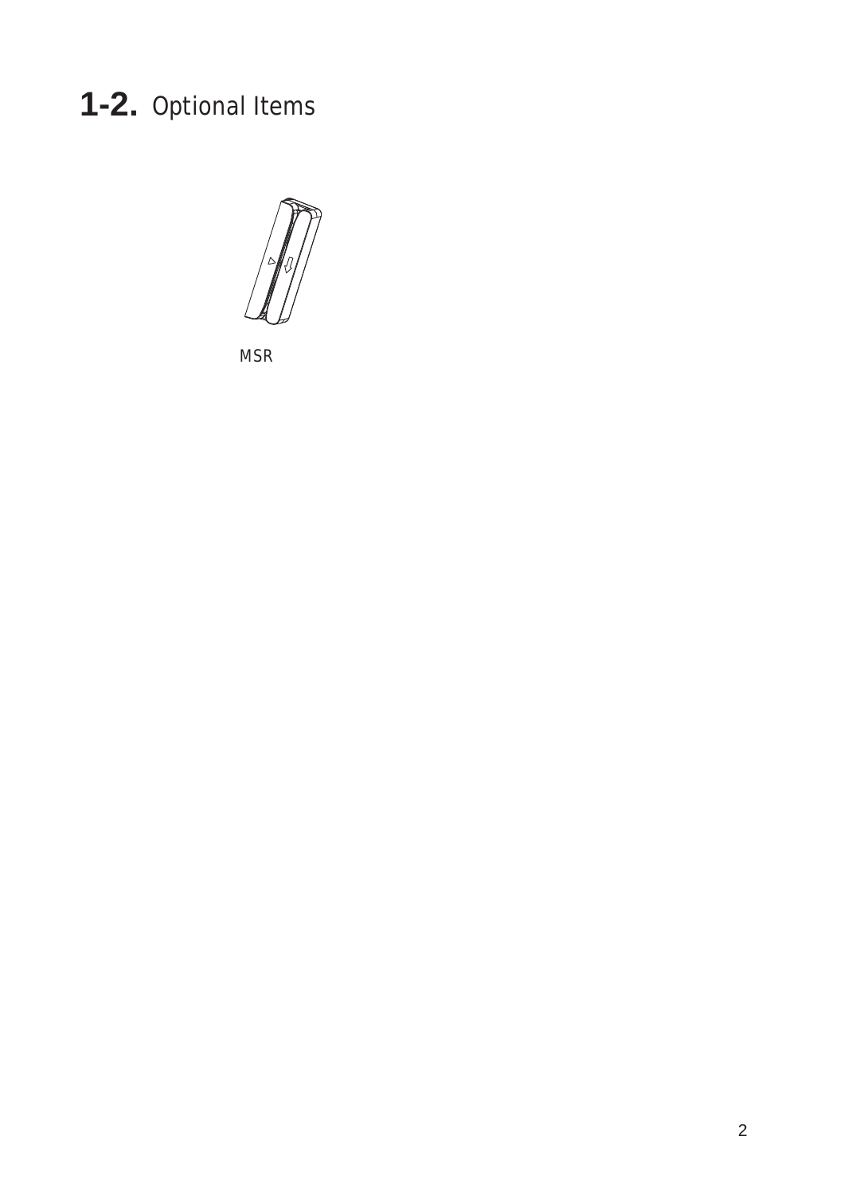# 1-2. Optional Items

MSR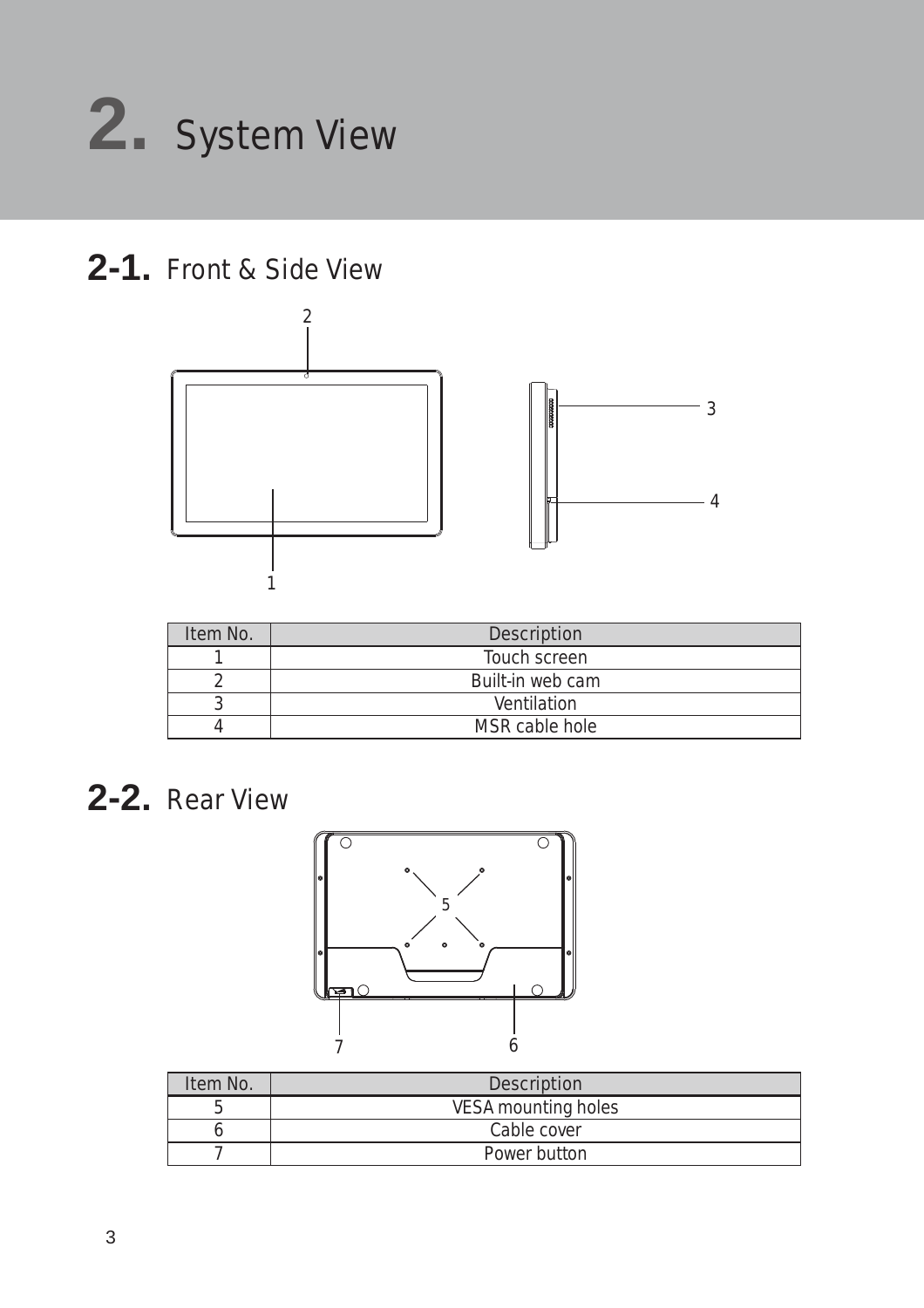# 2. System View

## 2-1. Front & Side View

| Item No. | Description |
| --- | --- |
| 1 | Touch screen |
| 2 | Built-in web cam |
| 3 | Ventilation |
| 4 | MSR cable hole |

## 2-2. Rear View

| Item No. | Description |
| --- | --- |
| 5 | VESA mounting holes |
| 6 | Cable cover |
| 7 | Power button |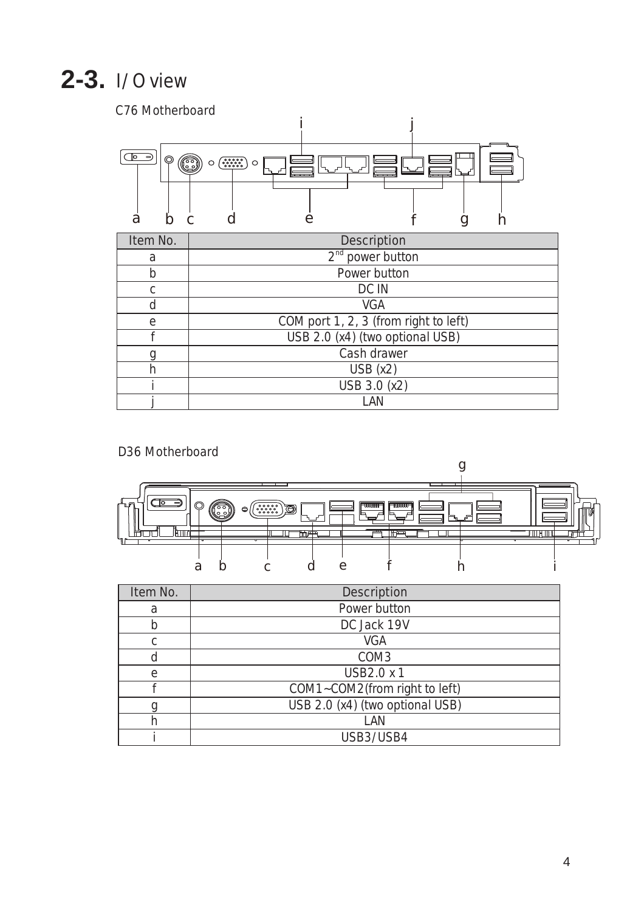## 2-3. I/O view

C76 Motherboard

| Item No. | Description |
|---|---|
| a | 2[nd] power button |
| b | Power button |
| c | DC IN |
| d | VGA |
| e | COM port 1, 2, 3 (from right to left) |
| f | USB 2.0 (x4) (two optional USB) |
| g | Cash drawer |
| h | USB (x2) |
| i | USB 3.0 (x2) |
| j | LAN |

D36 Motherboard

| Item No. | Description |
|---|---|
| a | Power button |
| b | DC Jack 19V |
| c | VGA |
| d | COM3 |
| e | USB2.0 x 1 |
| f | COM1~COM2(from right to left) |
| g | USB 2.0 (x4) (two optional USB) |
| h | LAN |
| i | USB3/USB4 |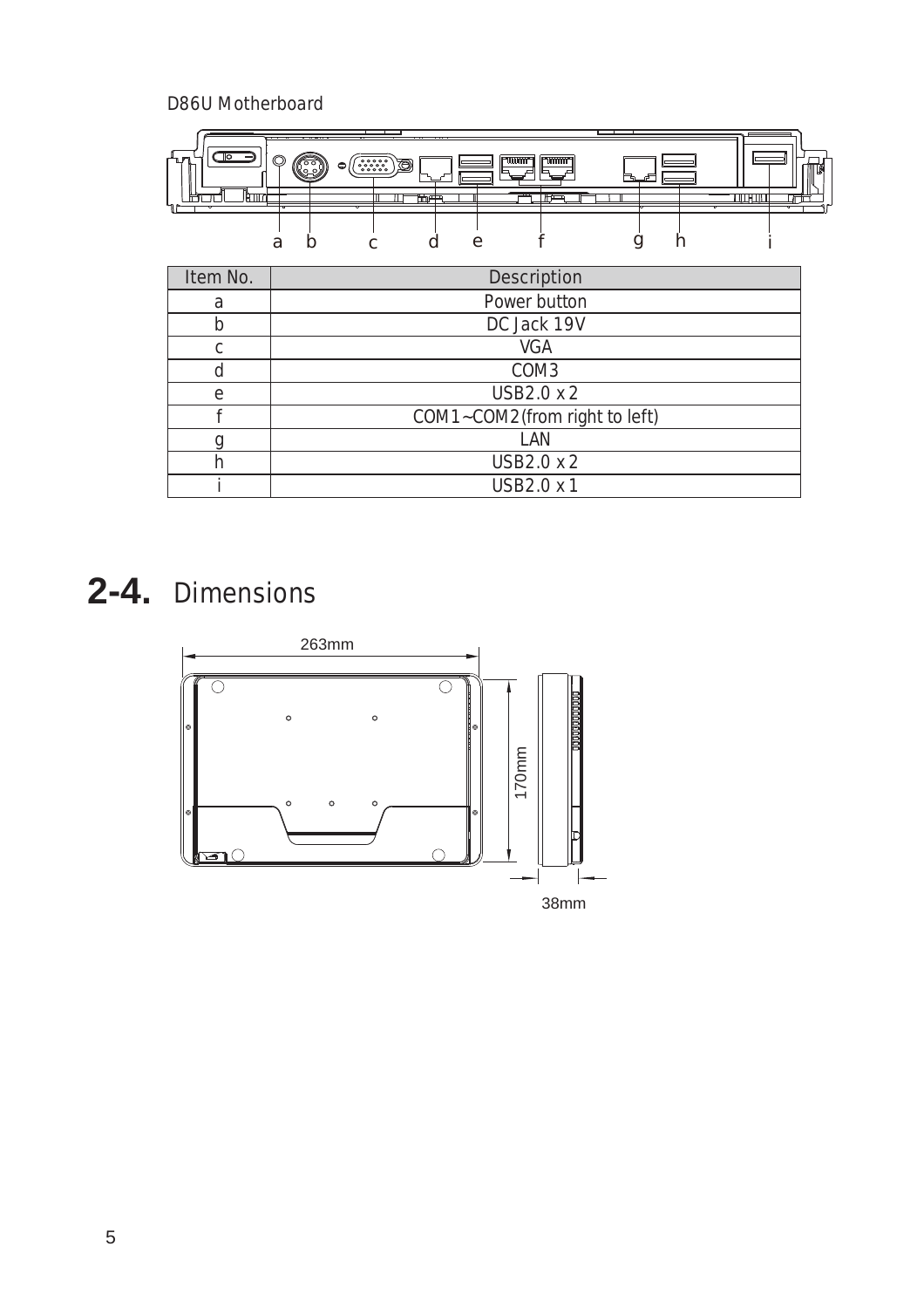D86U Motherboard

| Item No. | Description |
| --- | --- |
| a | Power button |
| b | DC Jack 19V |
| c | VGA |
| d | COM3 |
| e | USB2.0 x 2 |
| f | COM1~COM2(from right to left) |
| g | LAN |
| h | USB2.0 x 2 |
| i | USB2.0 x 1 |

## 2-4. Dimensions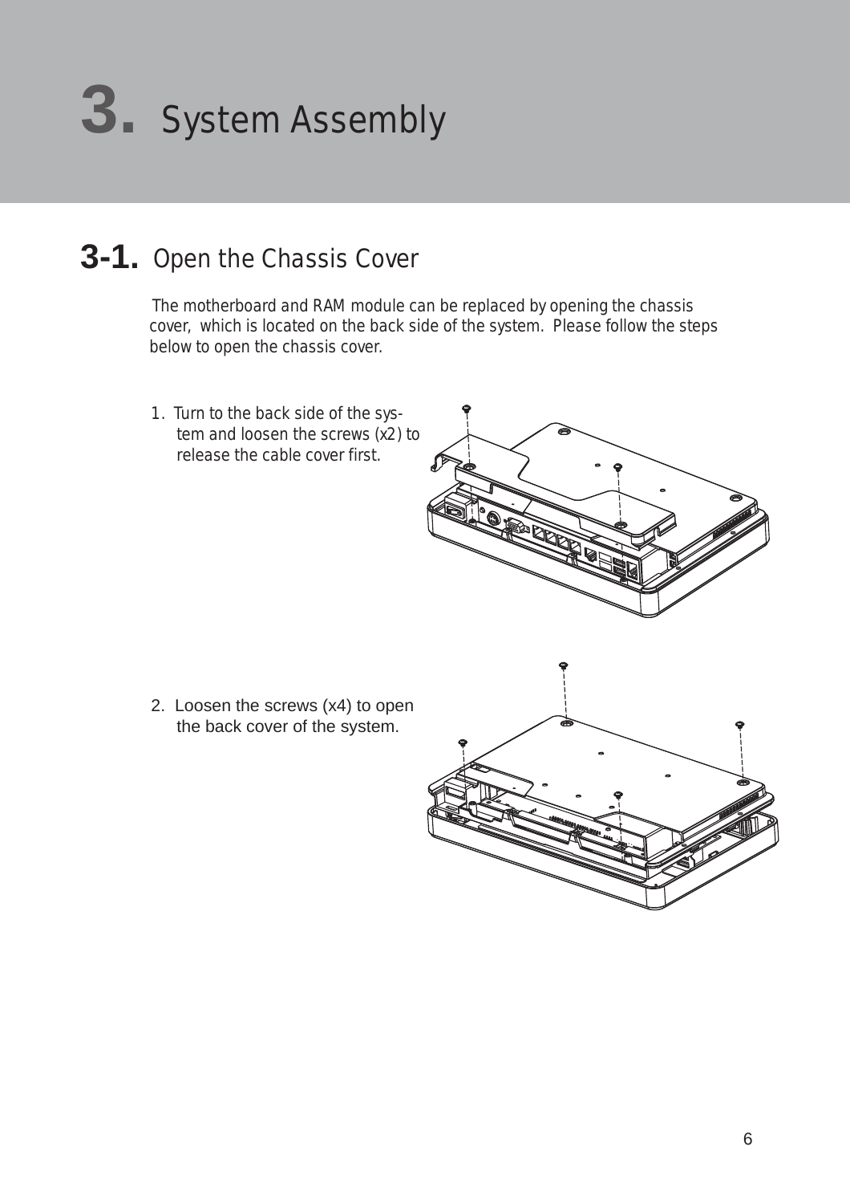# 3. System Assembly

## 3-1. Open the Chassis Cover

The motherboard and RAM module can be replaced by opening the chassis cover, which is located on the back side of the system. Please follow the steps below to open the chassis cover.

1. Turn to the back side of the system and loosen the screws (x2) to release the cable cover first.

2. Loosen the screws (x4) to open the back cover of the system.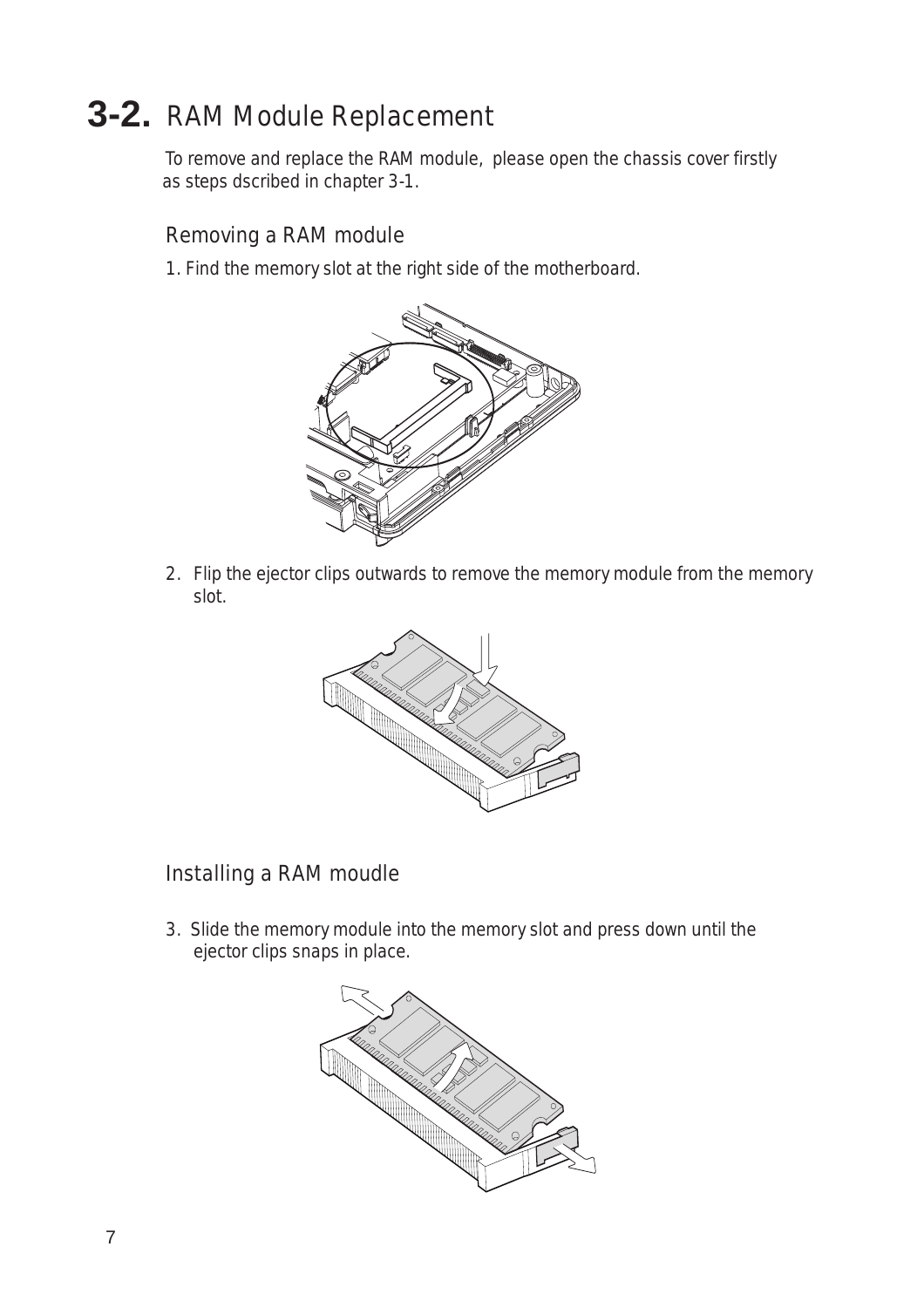# 3-2. RAM Module Replacement

To remove and replace the RAM module, please open the chassis cover firstly as steps dscribed in chapter 3-1.

## Removing a RAM module

1. Find the memory slot at the right side of the motherboard.

2. Flip the ejector clips outwards to remove the memory module from the memory slot.

## Installing a RAM moudle

3. Slide the memory module into the memory slot and press down until the ejector clips snaps in place.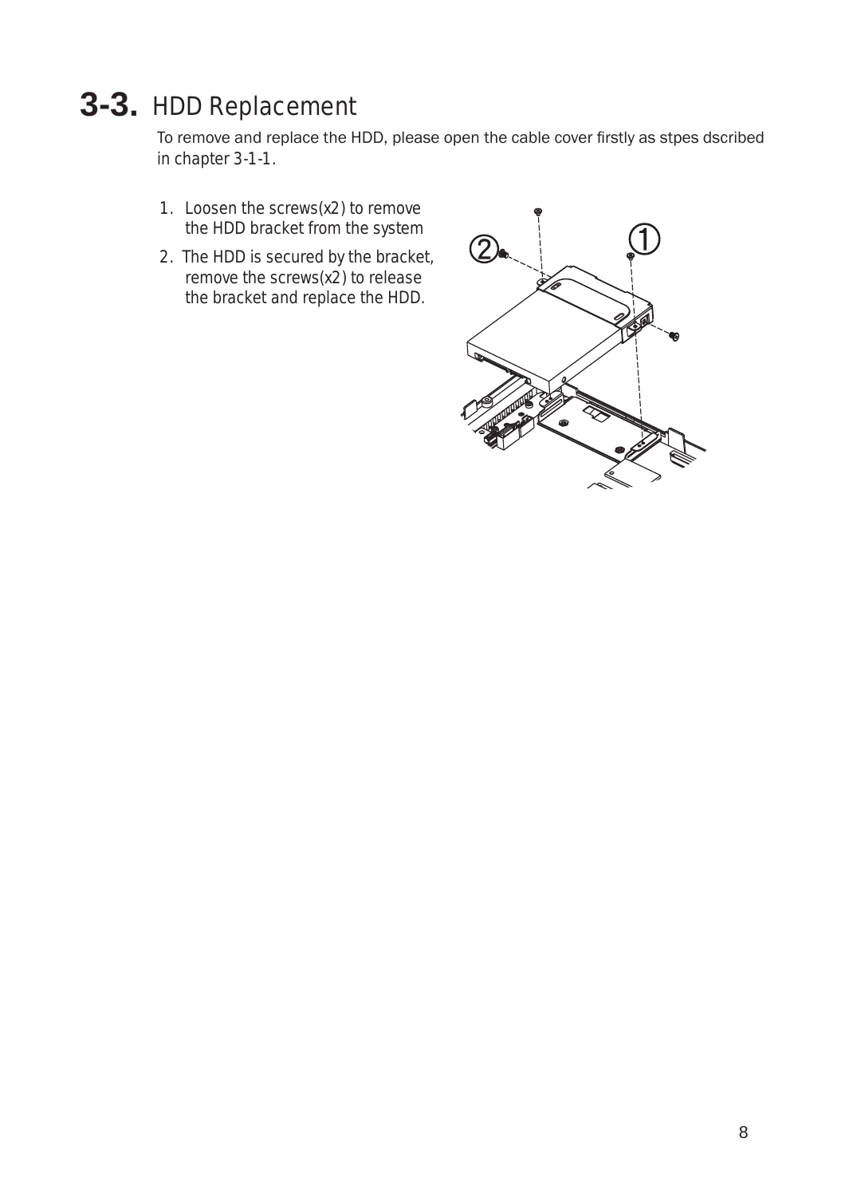# 3-3. HDD Replacement

To remove and replace the HDD, please open the cable cover firstly as stpes dscribed in chapter 3-1-1.

1. Loosen the screws(x2) to remove the HDD bracket from the system
2. The HDD is secured by the bracket, remove the screws(x2) to release the bracket and replace the HDD.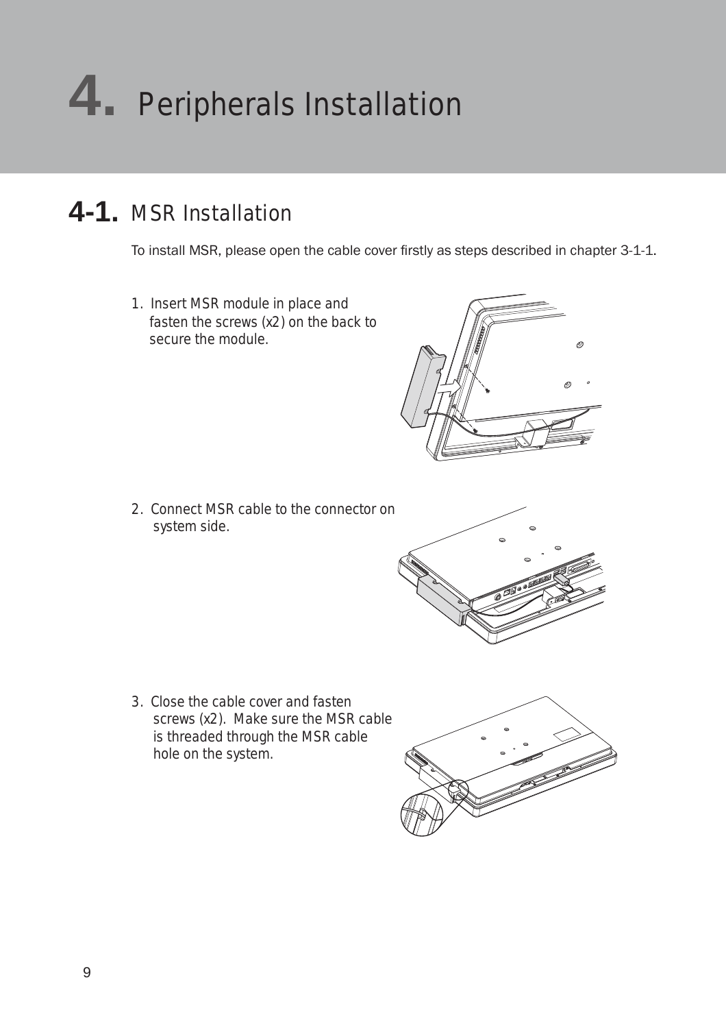# 4. Peripherals Installation

## 4-1. MSR Installation

To install MSR, please open the cable cover firstly as steps described in chapter 3-1-1.

1. Insert MSR module in place and fasten the screws (x2) on the back to secure the module.

2. Connect MSR cable to the connector on system side.

3. Close the cable cover and fasten screws (x2). Make sure the MSR cable is threaded through the MSR cable hole on the system.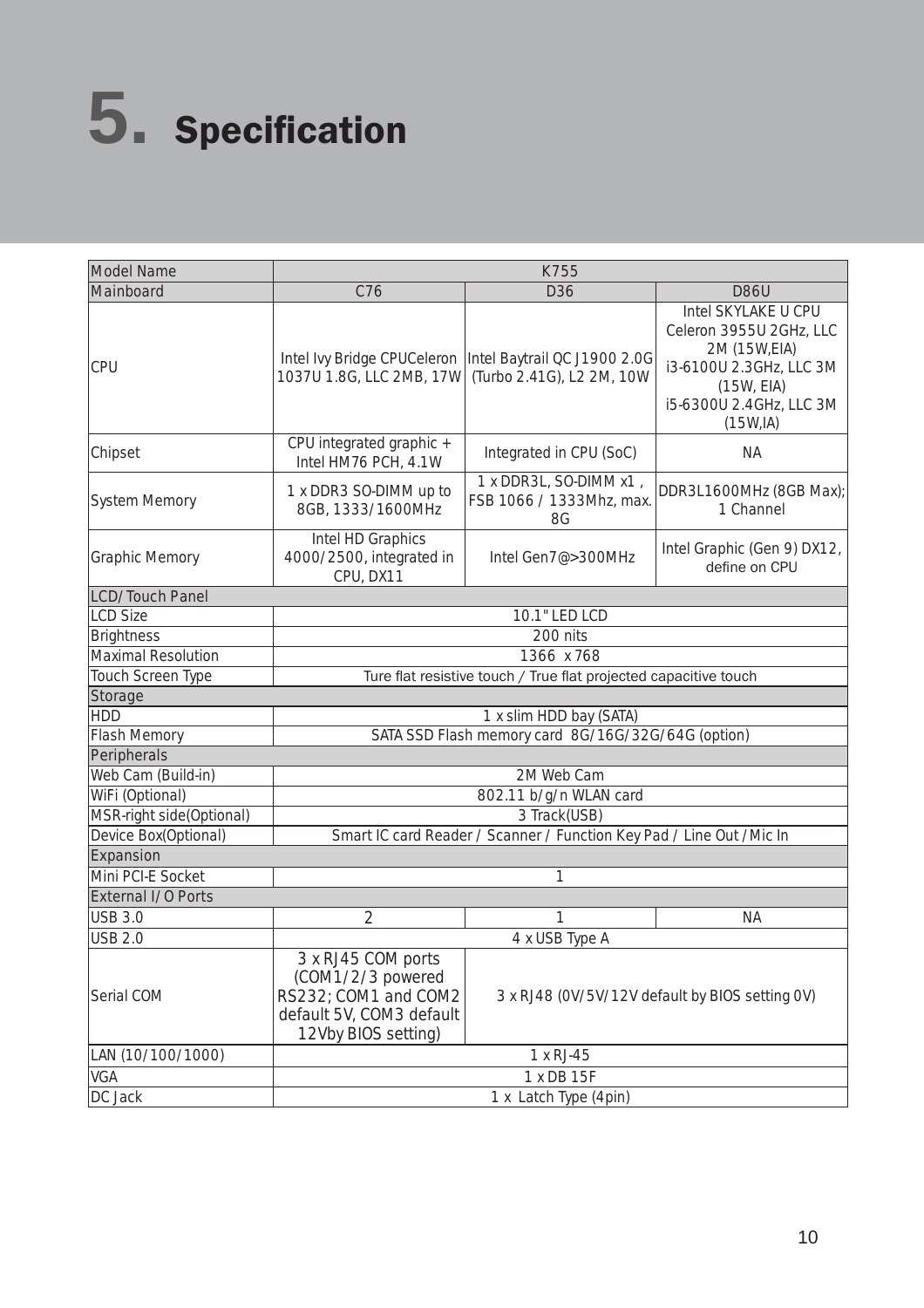# 5. Specification

| Model Name | K755 | | |
|---|---|---|---|
| Mainboard | C76 | D36 | D86U |
| CPU | Intel Ivy Bridge CPUCeleron 1037U 1.8G, LLC 2MB, 17W | Intel Baytrail QC J1900 2.0G (Turbo 2.41G), L2 2M, 10W | Intel SKYLAKE U CPU Celeron 3955U 2GHz, LLC 2M (15W,EIA) i3-6100U 2.3GHz, LLC 3M (15W, EIA) i5-6300U 2.4GHz, LLC 3M (15W,IA) |
| Chipset | CPU integrated graphic + Intel HM76 PCH, 4.1W | Integrated in CPU (SoC) | NA |
| System Memory | 1 x DDR3 SO-DIMM up to 8GB, 1333/1600MHz | 1 x DDR3L, SO-DIMM x1 , FSB 1066 / 1333Mhz, max. 8G | DDR3L1600MHz (8GB Max); 1 Channel |
| Graphic Memory | Intel HD Graphics 4000/2500, integrated in CPU, DX11 | Intel Gen7@>300MHz | Intel Graphic (Gen 9) DX12, define on CPU |
| LCD/ Touch Panel | | | |
| LCD Size | 10.1" LED LCD | | |
| Brightness | 200 nits | | |
| Maximal Resolution | 1366 x 768 | | |
| Touch Screen Type | Ture flat resistive touch / True flat projected capacitive touch | | |
| Storage | | | |
| HDD | 1 x slim HDD bay (SATA) | | |
| Flash Memory | SATA SSD Flash memory card 8G/16G/32G/64G (option) | | |
| Peripherals | | | |
| Web Cam (Build-in) | 2M Web Cam | | |
| WiFi (Optional) | 802.11 b/g/n WLAN card | | |
| MSR-right side(Optional) | 3 Track(USB) | | |
| Device Box(Optional) | Smart IC card Reader / Scanner / Function Key Pad / Line Out / Mic In | | |
| Expansion | | | |
| Mini PCI-E Socket | 1 | | |
| External I/ O Ports | | | |
| USB 3.0 | 2 | 1 | NA |
| USB 2.0 | 4 x USB Type A | | |
| Serial COM | 3 x RJ45 COM ports (COM1/2/3 powered RS232; COM1 and COM2 default 5V, COM3 default 12Vby BIOS setting) | 3 x RJ48 (0V/5V/12V default by BIOS setting 0V) | |
| LAN (10/100/1000) | 1 x RJ-45 | | |
| VGA | 1 x DB 15F | | |
| DC Jack | 1 x Latch Type (4pin) | | |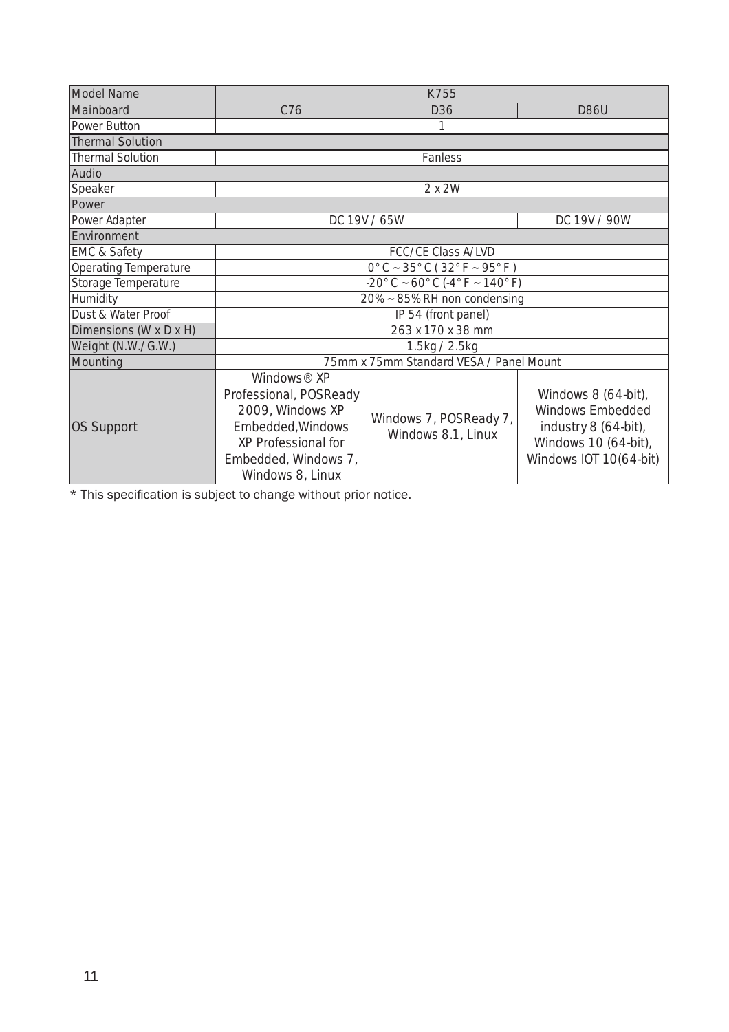| Model Name | K755 | | |
|---|---|---|---|
| Mainboard | C76 | D36 | D86U |
| Power Button | 1 | | |
| Thermal Solution | | | |
| Thermal Solution | Fanless | | |
| Audio | | | |
| Speaker | 2 x 2W | | |
| Power | | | |
| Power Adapter | DC 19V / 65W | | DC 19V / 90W |
| Environment | | | |
| EMC & Safety | FCC/CE Class A/LVD | | |
| Operating Temperature | 0°C ~ 35°C ( 32°F ~ 95°F ) | | |
| Storage Temperature | -20°C ~ 60°C (-4°F ~ 140°F) | | |
| Humidity | 20% ~ 85% RH non condensing | | |
| Dust & Water Proof | IP 54 (front panel) | | |
| Dimensions (W x D x H) | 263 x 170 x 38 mm | | |
| Weight (N.W./G.W.) | 1.5kg / 2.5kg | | |
| Mounting | 75mm x 75mm Standard VESA / Panel Mount | | |
| OS Support | Windows® XP Professional, POSReady 2009, Windows XP Embedded,Windows XP Professional for Embedded, Windows 7, Windows 8, Linux | Windows 7, POSReady 7, Windows 8.1, Linux | Windows 8 (64-bit), Windows Embedded industry 8 (64-bit), Windows 10 (64-bit), Windows IOT 10(64-bit) |

* This specification is subject to change without prior notice.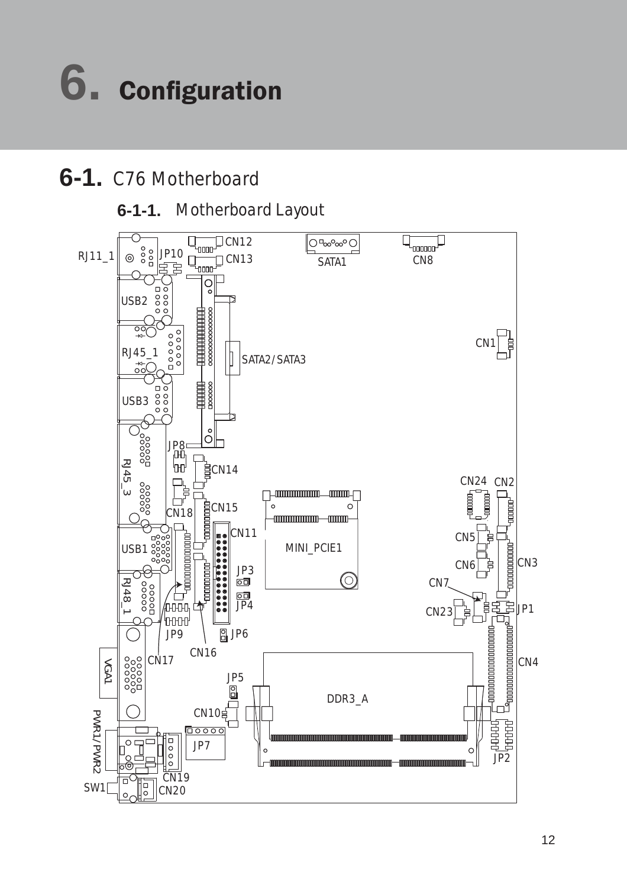# 6. Configuration

## 6-1. C76 Motherboard

### 6-1-1. Motherboard Layout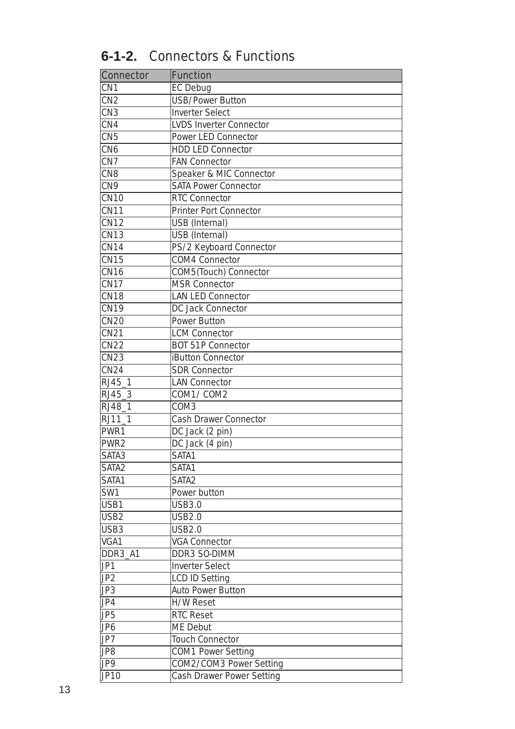### 6-1-2. Connectors & Functions

| Connector | Function |
|---|---|
| CN1 | EC Debug |
| CN2 | USB/Power Button |
| CN3 | Inverter Select |
| CN4 | LVDS Inverter Connector |
| CN5 | Power LED Connector |
| CN6 | HDD LED Connector |
| CN7 | FAN Connector |
| CN8 | Speaker & MIC Connector |
| CN9 | SATA Power Connector |
| CN10 | RTC Connector |
| CN11 | Printer Port Connector |
| CN12 | USB (Internal) |
| CN13 | USB (Internal) |
| CN14 | PS/2 Keyboard Connector |
| CN15 | COM4 Connector |
| CN16 | COM5(Touch) Connector |
| CN17 | MSR Connector |
| CN18 | LAN LED Connector |
| CN19 | DC Jack Connector |
| CN20 | Power Button |
| CN21 | LCM Connector |
| CN22 | BOT 51P Connector |
| CN23 | iButton Connector |
| CN24 | SDR Connector |
| RJ45_1 | LAN Connector |
| RJ45_3 | COM1/ COM2 |
| RJ48_1 | COM3 |
| RJ11_1 | Cash Drawer Connector |
| PWR1 | DC Jack (2 pin) |
| PWR2 | DC Jack (4 pin) |
| SATA3 | SATA1 |
| SATA2 | SATA1 |
| SATA1 | SATA2 |
| SW1 | Power button |
| USB1 | USB3.0 |
| USB2 | USB2.0 |
| USB3 | USB2.0 |
| VGA1 | VGA Connector |
| DDR3_A1 | DDR3 SO-DIMM |
| JP1 | Inverter Select |
| JP2 | LCD ID Setting |
| JP3 | Auto Power Button |
| JP4 | H/W Reset |
| JP5 | RTC Reset |
| JP6 | ME Debut |
| JP7 | Touch Connector |
| JP8 | COM1 Power Setting |
| JP9 | COM2/COM3 Power Setting |
| JP10 | Cash Drawer Power Setting |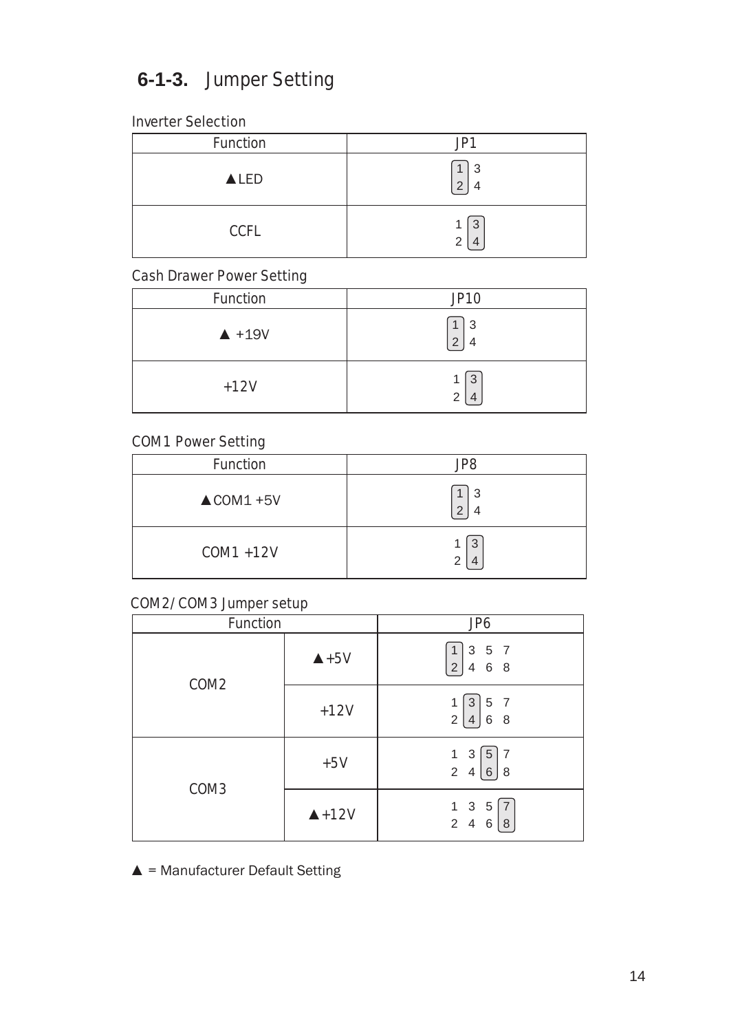## 6-1-3. Jumper Setting

Inverter Selection

| Function | JP1 |
|---|---|
| ▲LED | 1-2 |
| CCFL | 3-4 |

Cash Drawer Power Setting

| Function | JP10 |
|---|---|
| ▲ +19V | 1-2 |
| +12V | 3-4 |

COM1 Power Setting

| Function | JP8 |
|---|---|
| ▲COM1 +5V | 1-2 |
| COM1 +12V | 3-4 |

COM2/COM3 Jumper setup

| Function | | JP6 |
|---|---|---|
| COM2 | ▲+5V | 1-2 |
| | +12V | 3-4 |
| COM3 | +5V | 5-6 |
| | ▲+12V | 7-8 |

▲ = Manufacturer Default Setting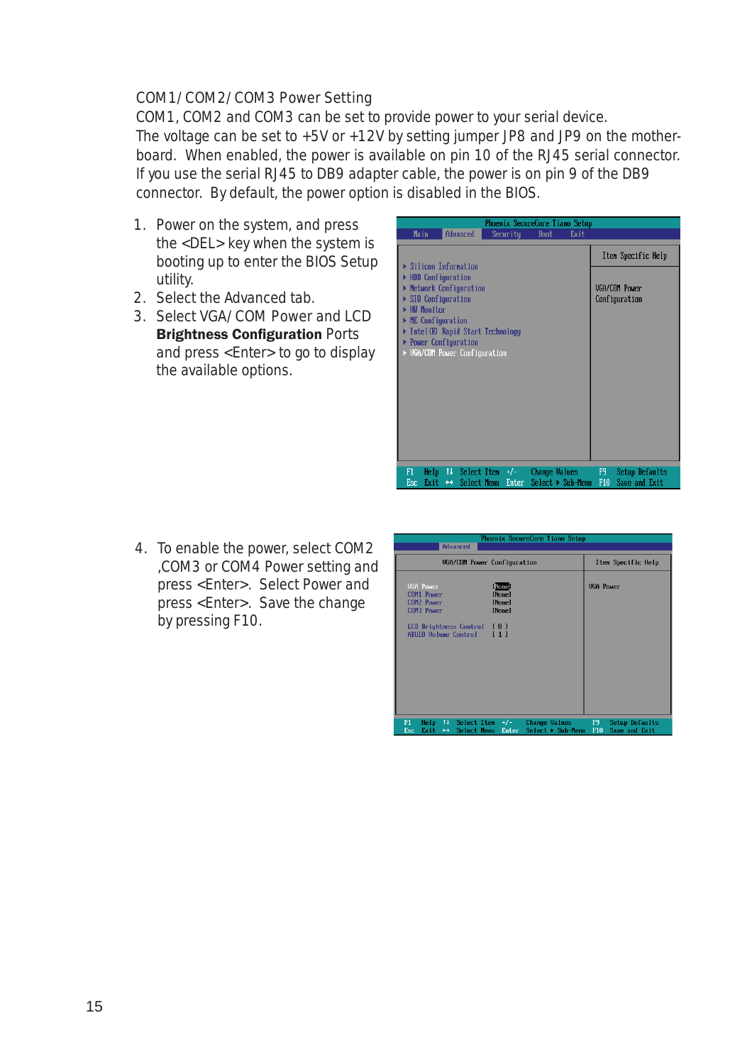## COM1/COM2/COM3 Power Setting

COM1, COM2 and COM3 can be set to provide power to your serial device. The voltage can be set to +5V or +12V by setting jumper JP8 and JP9 on the motherboard. When enabled, the power is available on pin 10 of the RJ45 serial connector. If you use the serial RJ45 to DB9 adapter cable, the power is on pin 9 of the DB9 connector. By default, the power option is disabled in the BIOS.

1. Power on the system, and press the <DEL> key when the system is booting up to enter the BIOS Setup utility.
2. Select the Advanced tab.
3. Select VGA/COM Power and LCD **Brightness Configuration** Ports and press <Enter> to go to display the available options.

```
                    Phoenix SecureCore Tiano Setup
 Main   Advanced   Security   Boot   Exit

 ▶ Silicon Information                    Item Specific Help
 ▶ HDD Configuration
 ▶ Network Configuration                  VGA/COM Power
 ▶ SIO Configuration                      Configuration
 ▶ HW Monitor
 ▶ ME Configuration
 ▶ Intel(R) Rapid Start Technology
 ▶ Power Configuration
 ▶ VGA/COM Power Configuration

 F1  Help  ↑↓ Select Item  +/-    Change Values      F9   Setup Defaults
 Esc Exit  ↔  Select Menu  Enter  Select ▶ Sub-Menu  F10  Save and Exit
```

4. To enable the power, select COM2 ,COM3 or COM4 Power setting and press <Enter>. Select Power and press <Enter>. Save the change by pressing F10.

```
                    Phoenix SecureCore Tiano Setup
        Advanced
          VGA/COM Power Configuration              Item Specific Help

 VGA Power                [None]                   VGA Power
 COM1 Power               [None]
 COM2 Power               [None]
 COM3 Power               [None]

 LCD Brightness Control   [ 8 ]
 AUDIO Volume Control     [ 1 ]

 F1  Help  ↑↓ Select Item  +/-    Change Values      F9   Setup Defaults
 Esc Exit  ↔  Select Menu  Enter  Select ▶ Sub-Menu  F10  Save and Exit
```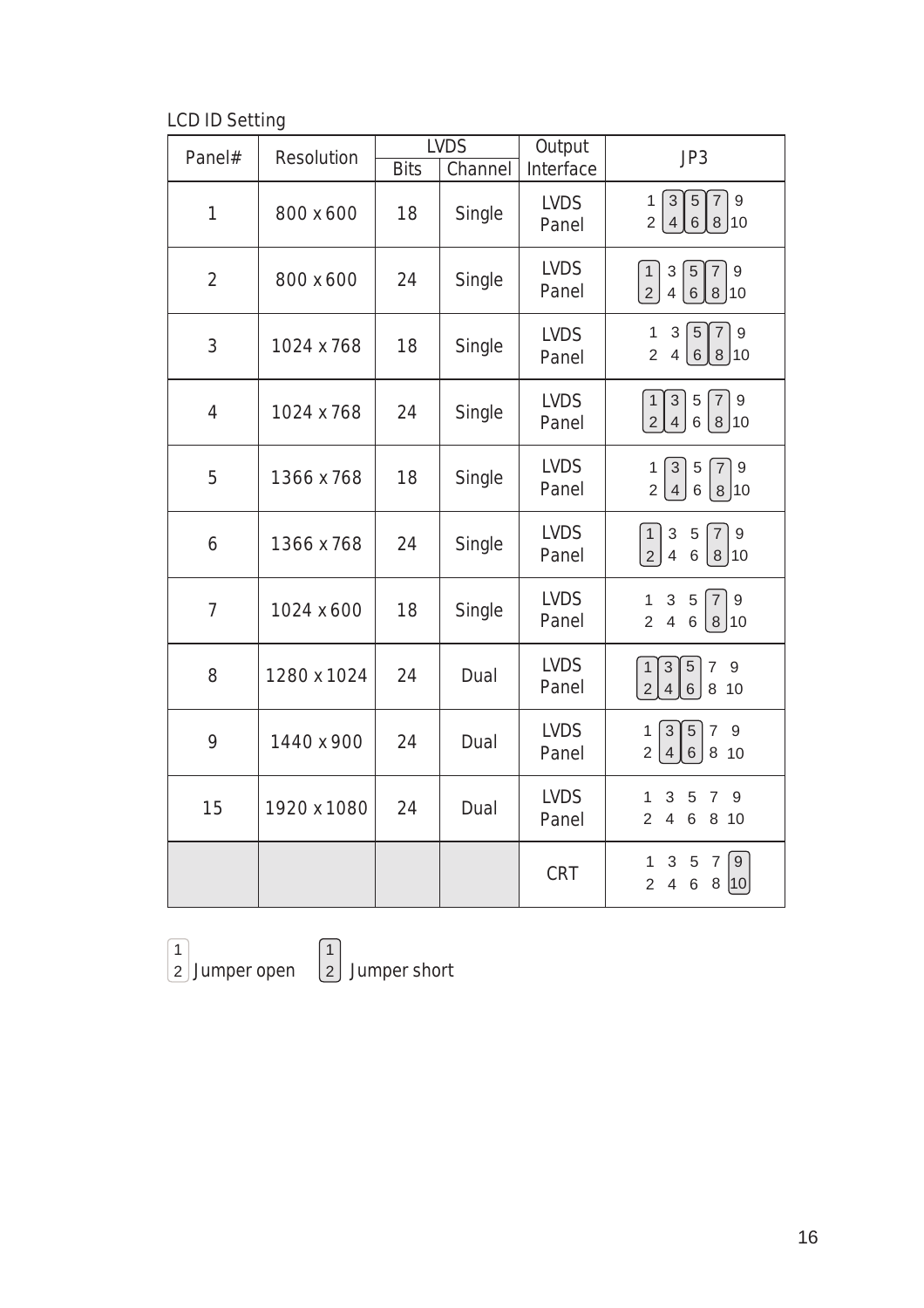LCD ID Setting

| Panel# | Resolution | LVDS | | Output Interface | JP3 |
|---|---|---|---|---|---|
| | | Bits | Channel | | |
| 1 | 800 x 600 | 18 | Single | LVDS Panel | 3-4, 5-6, 7-8 short |
| 2 | 800 x 600 | 24 | Single | LVDS Panel | 1-2, 5-6, 7-8 short |
| 3 | 1024 x 768 | 18 | Single | LVDS Panel | 5-6, 7-8 short |
| 4 | 1024 x 768 | 24 | Single | LVDS Panel | 1-2, 3-4, 7-8 short |
| 5 | 1366 x 768 | 18 | Single | LVDS Panel | 3-4, 7-8 short |
| 6 | 1366 x 768 | 24 | Single | LVDS Panel | 1-2, 7-8 short |
| 7 | 1024 x 600 | 18 | Single | LVDS Panel | 7-8 short |
| 8 | 1280 x 1024 | 24 | Dual | LVDS Panel | 1-2, 3-4, 5-6 short |
| 9 | 1440 x 900 | 24 | Dual | LVDS Panel | 3-4, 5-6 short |
| 15 | 1920 x 1080 | 24 | Dual | LVDS Panel | All open |
| | | | | CRT | 9-10 short |

1-2 (no box): Jumper open    [1-2] (boxed): Jumper short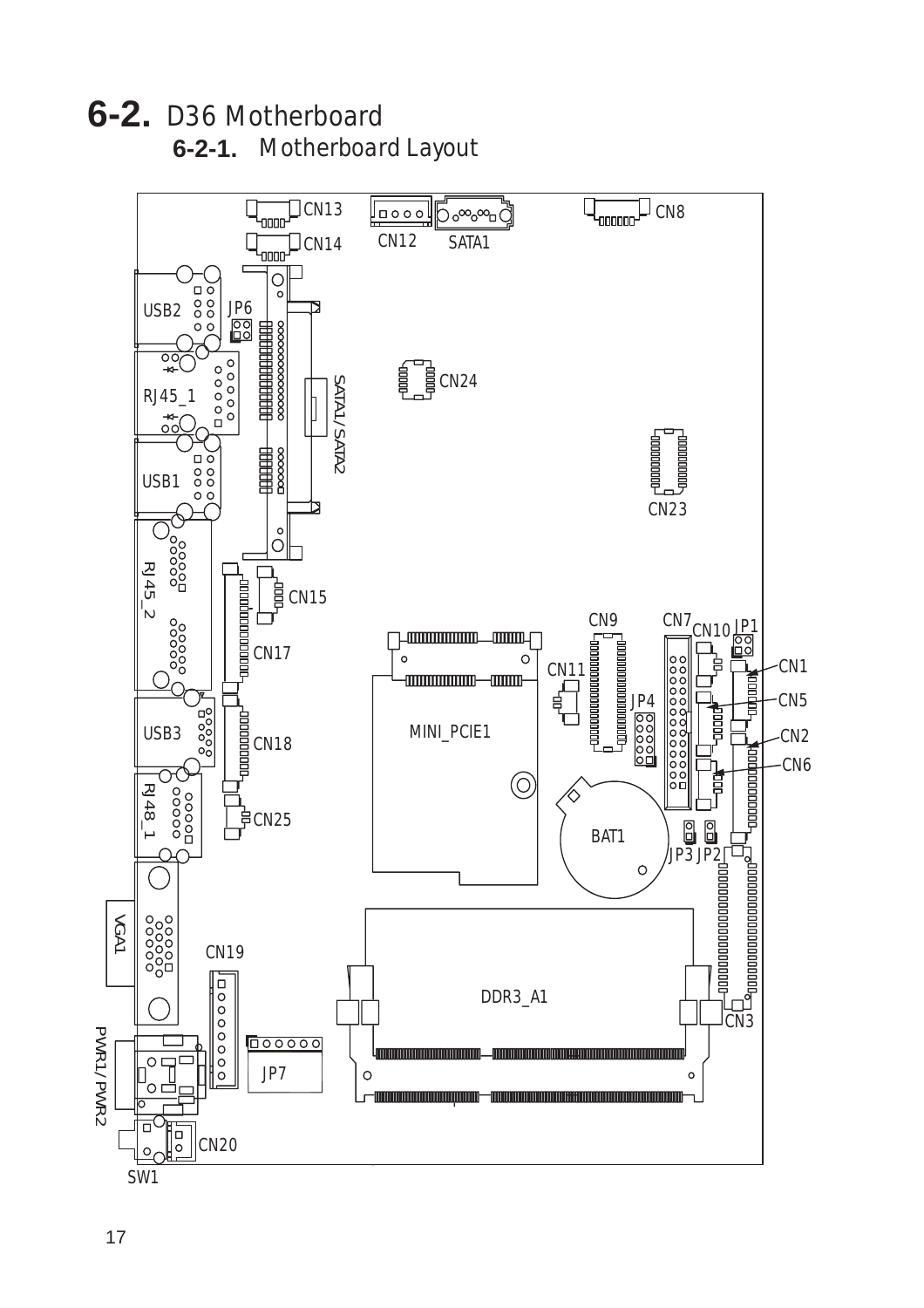# 6-2. D36 Motherboard

## 6-2-1. Motherboard Layout

CN13 CN12 SATA1 CN8

CN14

USB2 JP6

RJ45_1 SATA1/SATA2 CN24

USB1 CN23

RJ45_2 CN15

CN17 CN9 CN7 CN10 JP1

CN11 CN1

JP4 CN5

USB3 CN18 MINI_PCIE1 CN2

CN6

RJ48_1 CN25

BAT1

JP3 JP2

VGA1

CN19 DDR3_A1

CN3

PWR1/PWR2 JP7

CN20

SW1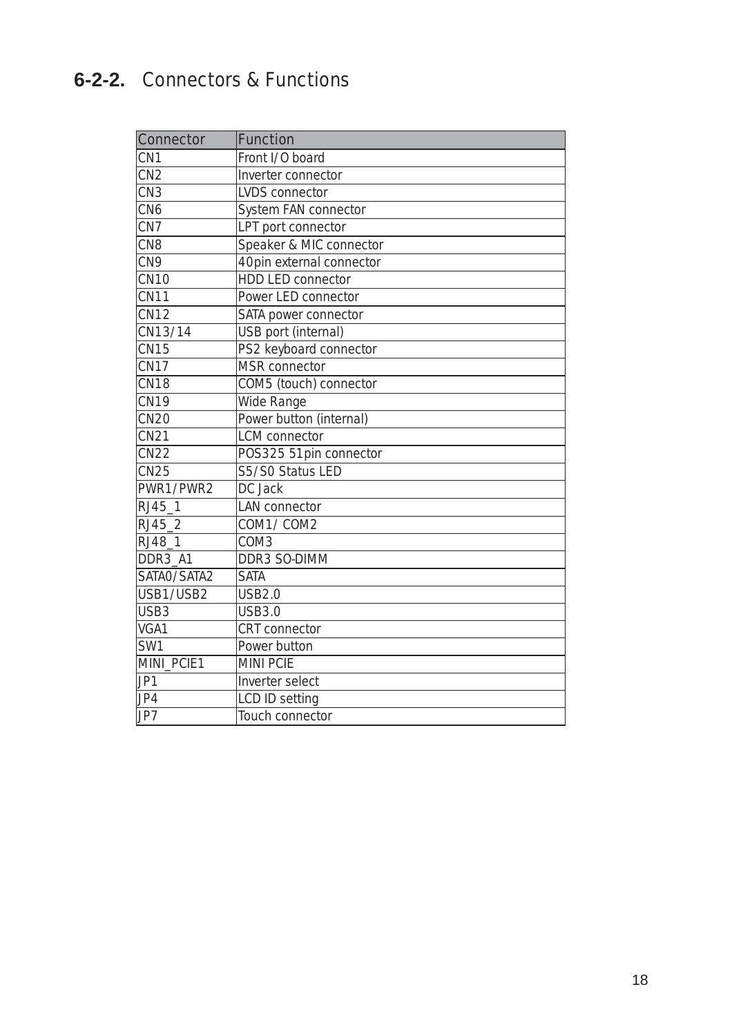### 6-2-2. Connectors & Functions

| Connector | Function |
|---|---|
| CN1 | Front I/O board |
| CN2 | Inverter connector |
| CN3 | LVDS connector |
| CN6 | System FAN connector |
| CN7 | LPT port connector |
| CN8 | Speaker & MIC connector |
| CN9 | 40pin external connector |
| CN10 | HDD LED connector |
| CN11 | Power LED connector |
| CN12 | SATA power connector |
| CN13/14 | USB port (internal) |
| CN15 | PS2 keyboard connector |
| CN17 | MSR connector |
| CN18 | COM5 (touch) connector |
| CN19 | Wide Range |
| CN20 | Power button (internal) |
| CN21 | LCM connector |
| CN22 | POS325 51pin connector |
| CN25 | S5/S0 Status LED |
| PWR1/PWR2 | DC Jack |
| RJ45_1 | LAN connector |
| RJ45_2 | COM1/ COM2 |
| RJ48_1 | COM3 |
| DDR3_A1 | DDR3 SO-DIMM |
| SATA0/SATA2 | SATA |
| USB1/USB2 | USB2.0 |
| USB3 | USB3.0 |
| VGA1 | CRT connector |
| SW1 | Power button |
| MINI_PCIE1 | MINI PCIE |
| JP1 | Inverter select |
| JP4 | LCD ID setting |
| JP7 | Touch connector |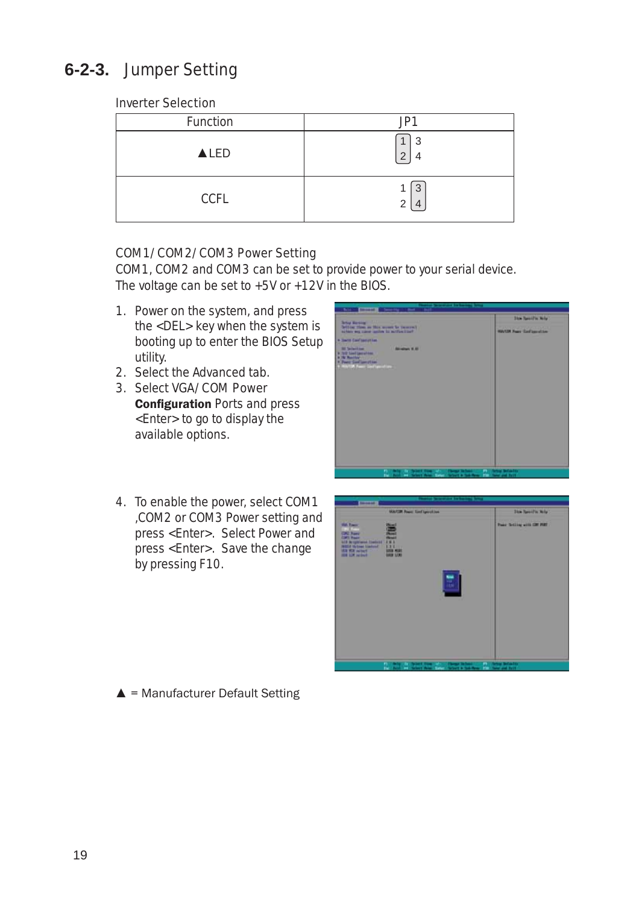## 6-2-3. Jumper Setting

Inverter Selection

| Function | JP1 |
|---|---|
| ▲LED | [1] 3<br>[2] 4 (pins 1-2 closed) |
| CCFL | 1 [3]<br>2 [4] (pins 3-4 closed) |

COM1/COM2/COM3 Power Setting

COM1, COM2 and COM3 can be set to provide power to your serial device. The voltage can be set to +5V or +12V in the BIOS.

1. Power on the system, and press the <DEL> key when the system is booting up to enter the BIOS Setup utility.
2. Select the Advanced tab.
3. Select VGA/COM Power **Configuration** Ports and press <Enter> to go to display the available options.
4. To enable the power, select COM1 ,COM2 or COM3 Power setting and press <Enter>. Select Power and press <Enter>. Save the change by pressing F10.

▲ = Manufacturer Default Setting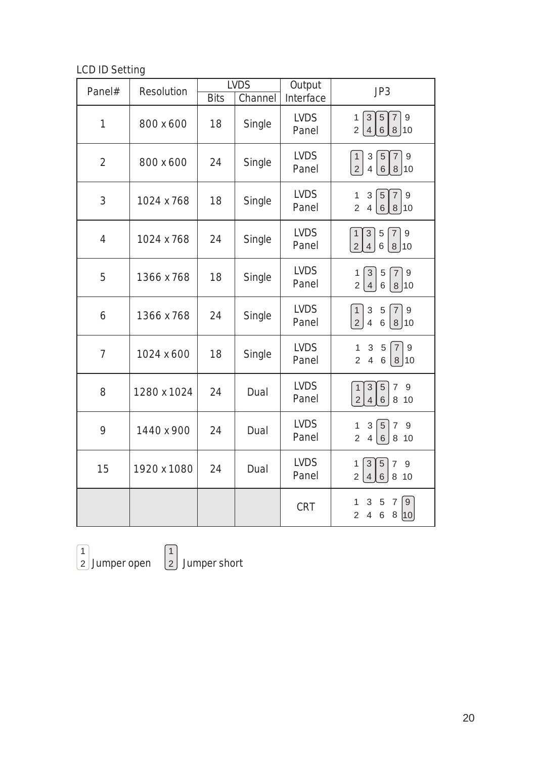LCD ID Setting

| Panel# | Resolution | LVDS | | Output Interface | JP3 |
|---|---|---|---|---|---|
| | | Bits | Channel | | |
| 1 | 800 x 600 | 18 | Single | LVDS Panel | 3-4, 5-6, 7-8 short |
| 2 | 800 x 600 | 24 | Single | LVDS Panel | 1-2, 5-6, 7-8 short |
| 3 | 1024 x 768 | 18 | Single | LVDS Panel | 5-6, 7-8 short |
| 4 | 1024 x 768 | 24 | Single | LVDS Panel | 1-2, 3-4, 7-8 short |
| 5 | 1366 x 768 | 18 | Single | LVDS Panel | 3-4, 7-8 short |
| 6 | 1366 x 768 | 24 | Single | LVDS Panel | 1-2, 7-8 short |
| 7 | 1024 x 600 | 18 | Single | LVDS Panel | 7-8 short |
| 8 | 1280 x 1024 | 24 | Dual | LVDS Panel | 1-2, 3-4, 5-6 short |
| 9 | 1440 x 900 | 24 | Dual | LVDS Panel | 5-6 short |
| 15 | 1920 x 1080 | 24 | Dual | LVDS Panel | 3-4, 5-6 short |
| | | | | CRT | 9-10 short |

1-2 Jumper open    [1-2] Jumper short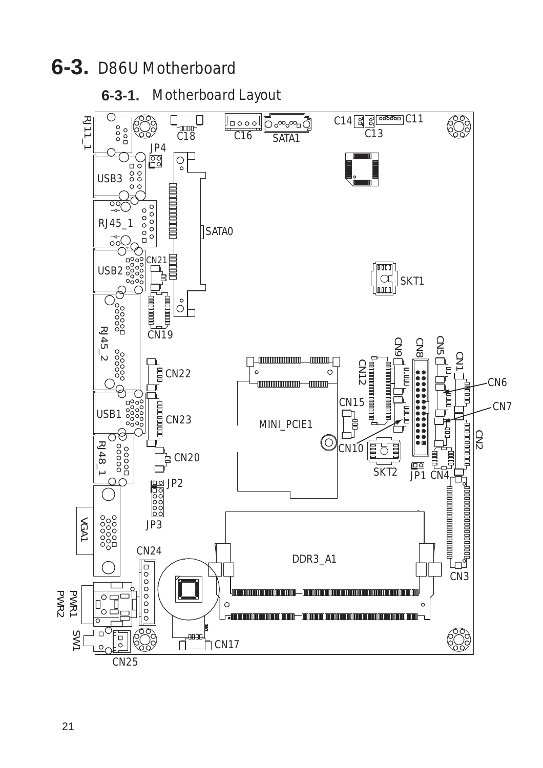# 6-3. D86U Motherboard

## 6-3-1. Motherboard Layout

RJ11_1
C18
C16
SATA1
C14
C13
C11
JP4
USB3
RJ45_1
SATA0
USB2
CN21
SKT1
CN19
RJ45_2
CN22
CN9
CN8
CN5
CN1
CN12
CN6
CN7
CN15
USB1
CN23
MINI_PCIE1
CN2
CN10
RJ48_1
CN20
SKT2
JP1
CN4
JP2
JP3
VGA1
CN24
DDR3_A1
CN3
PWR1
PWR2
SW1
CN17
CN25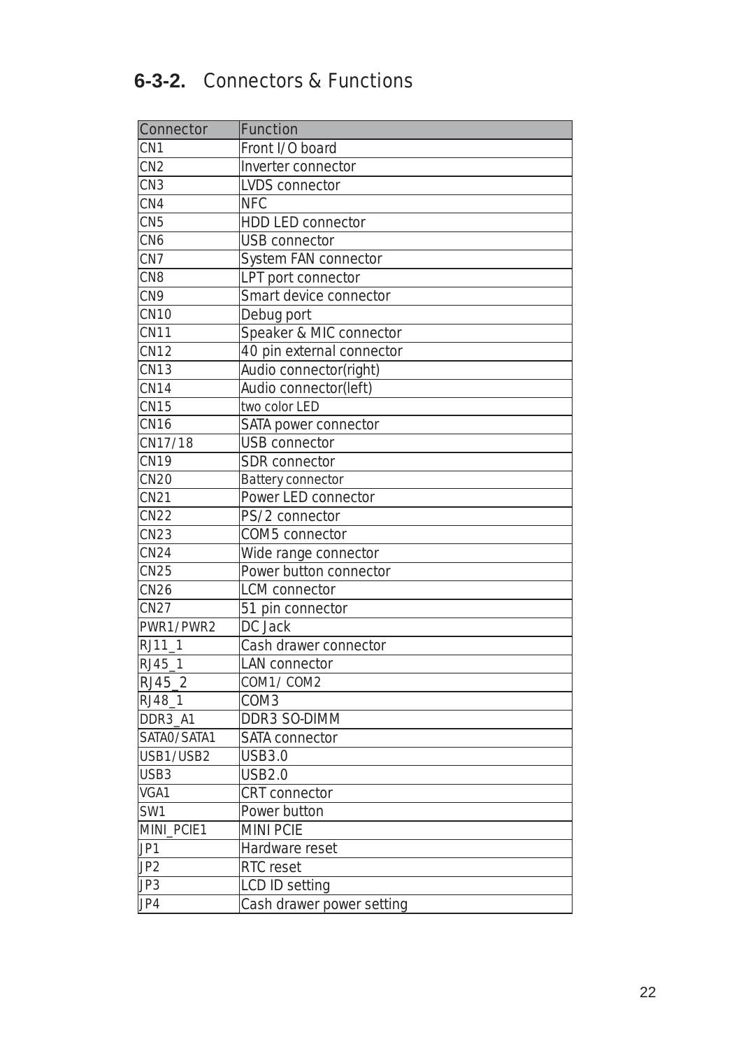## 6-3-2. Connectors & Functions

| Connector | Function |
| --- | --- |
| CN1 | Front I/O board |
| CN2 | Inverter connector |
| CN3 | LVDS connector |
| CN4 | NFC |
| CN5 | HDD LED connector |
| CN6 | USB connector |
| CN7 | System FAN connector |
| CN8 | LPT port connector |
| CN9 | Smart device connector |
| CN10 | Debug port |
| CN11 | Speaker & MIC connector |
| CN12 | 40 pin external connector |
| CN13 | Audio connector(right) |
| CN14 | Audio connector(left) |
| CN15 | two color LED |
| CN16 | SATA power connector |
| CN17/18 | USB connector |
| CN19 | SDR connector |
| CN20 | Battery connector |
| CN21 | Power LED connector |
| CN22 | PS/2 connector |
| CN23 | COM5 connector |
| CN24 | Wide range connector |
| CN25 | Power button connector |
| CN26 | LCM connector |
| CN27 | 51 pin connector |
| PWR1/PWR2 | DC Jack |
| RJ11_1 | Cash drawer connector |
| RJ45_1 | LAN connector |
| RJ45_2 | COM1/ COM2 |
| RJ48_1 | COM3 |
| DDR3_A1 | DDR3 SO-DIMM |
| SATA0/SATA1 | SATA connector |
| USB1/USB2 | USB3.0 |
| USB3 | USB2.0 |
| VGA1 | CRT connector |
| SW1 | Power button |
| MINI_PCIE1 | MINI PCIE |
| JP1 | Hardware reset |
| JP2 | RTC reset |
| JP3 | LCD ID setting |
| JP4 | Cash drawer power setting |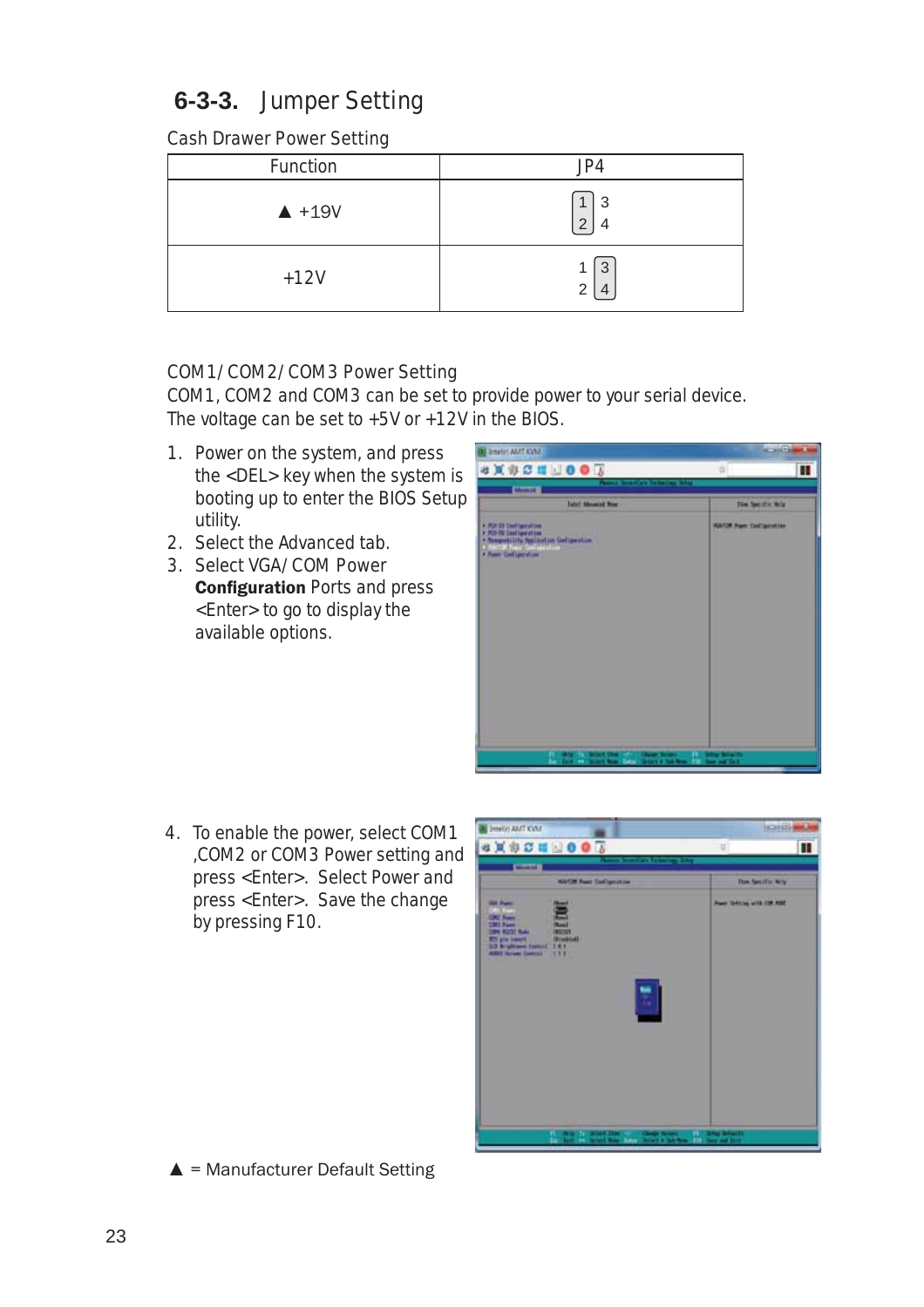### 6-3-3. Jumper Setting

Cash Drawer Power Setting

| Function | JP4 |
|---|---|
| ▲ +19V | [1 2] 3 4 (pins 1-2 closed) |
| +12V | 1 2 [3 4] (pins 3-4 closed) |

COM1/ COM2/ COM3 Power Setting

COM1, COM2 and COM3 can be set to provide power to your serial device. The voltage can be set to +5V or +12V in the BIOS.

1. Power on the system, and press the <DEL> key when the system is booting up to enter the BIOS Setup utility.
2. Select the Advanced tab.
3. Select VGA/ COM Power **Configuration** Ports and press <Enter> to go to display the available options.

4. To enable the power, select COM1 ,COM2 or COM3 Power setting and press <Enter>. Select Power and press <Enter>. Save the change by pressing F10.

▲ = Manufacturer Default Setting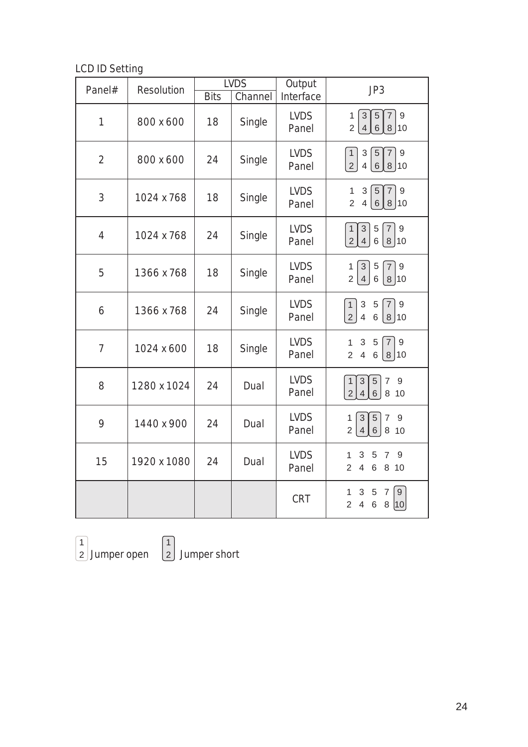LCD ID Setting

| Panel# | Resolution | LVDS | | Output Interface | JP3 |
|---|---|---|---|---|---|
| | | Bits | Channel | | |
| 1 | 800 x 600 | 18 | Single | LVDS Panel | 3-4, 5-6, 7-8 short |
| 2 | 800 x 600 | 24 | Single | LVDS Panel | 1-2, 5-6, 7-8 short |
| 3 | 1024 x 768 | 18 | Single | LVDS Panel | 5-6, 7-8 short |
| 4 | 1024 x 768 | 24 | Single | LVDS Panel | 1-2, 3-4, 7-8 short |
| 5 | 1366 x 768 | 18 | Single | LVDS Panel | 3-4, 7-8 short |
| 6 | 1366 x 768 | 24 | Single | LVDS Panel | 1-2, 7-8 short |
| 7 | 1024 x 600 | 18 | Single | LVDS Panel | 7-8 short |
| 8 | 1280 x 1024 | 24 | Dual | LVDS Panel | 1-2, 3-4, 5-6 short |
| 9 | 1440 x 900 | 24 | Dual | LVDS Panel | 3-4, 5-6 short |
| 15 | 1920 x 1080 | 24 | Dual | LVDS Panel | All open |
| | | | | CRT | 9-10 short |

1-2 Jumper open &nbsp;&nbsp;&nbsp; [1-2] Jumper short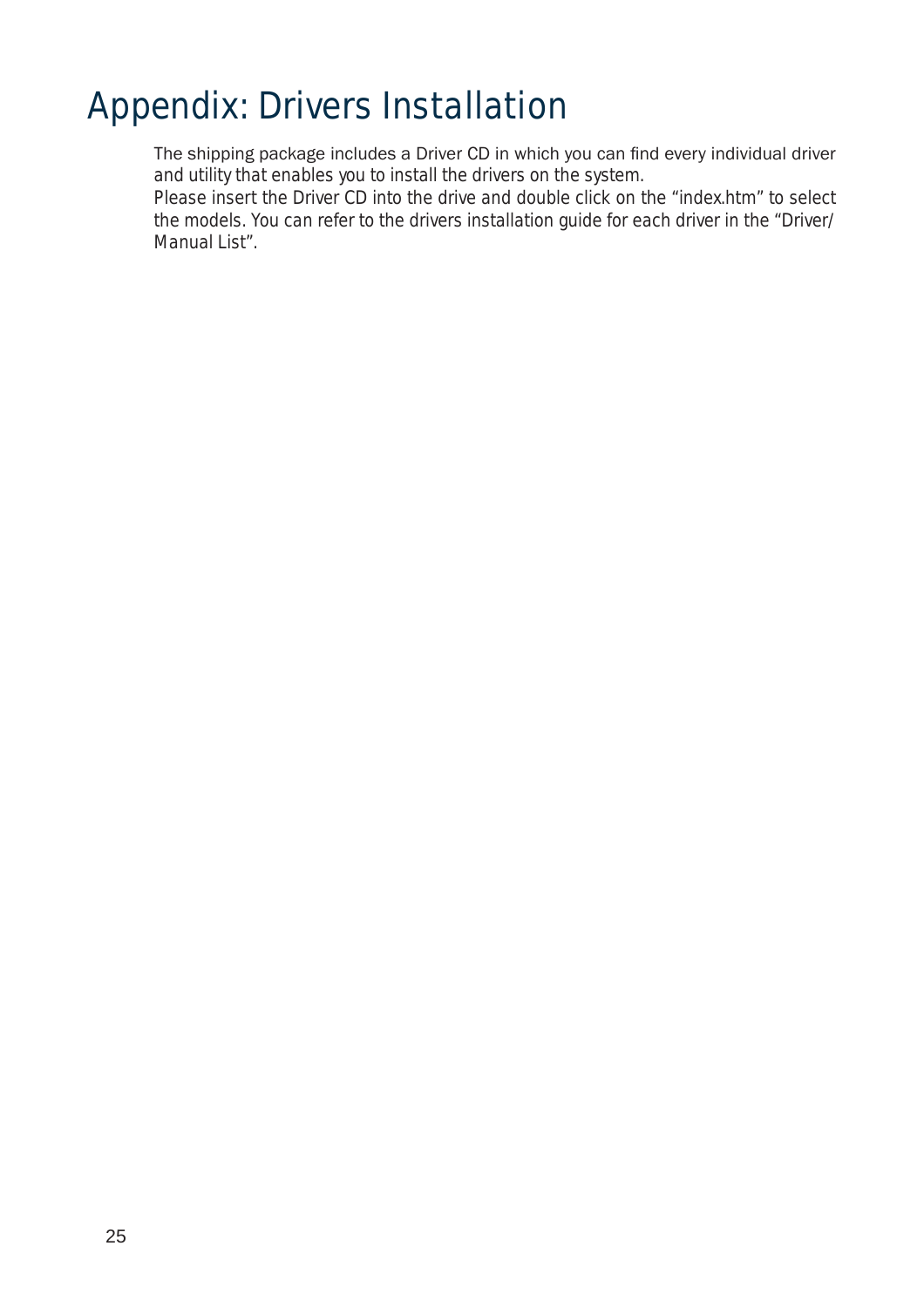# Appendix: Drivers Installation

The shipping package includes a Driver CD in which you can find every individual driver and utility that enables you to install the drivers on the system.
Please insert the Driver CD into the drive and double click on the “index.htm” to select the models. You can refer to the drivers installation guide for each driver in the “Driver/ Manual List”.